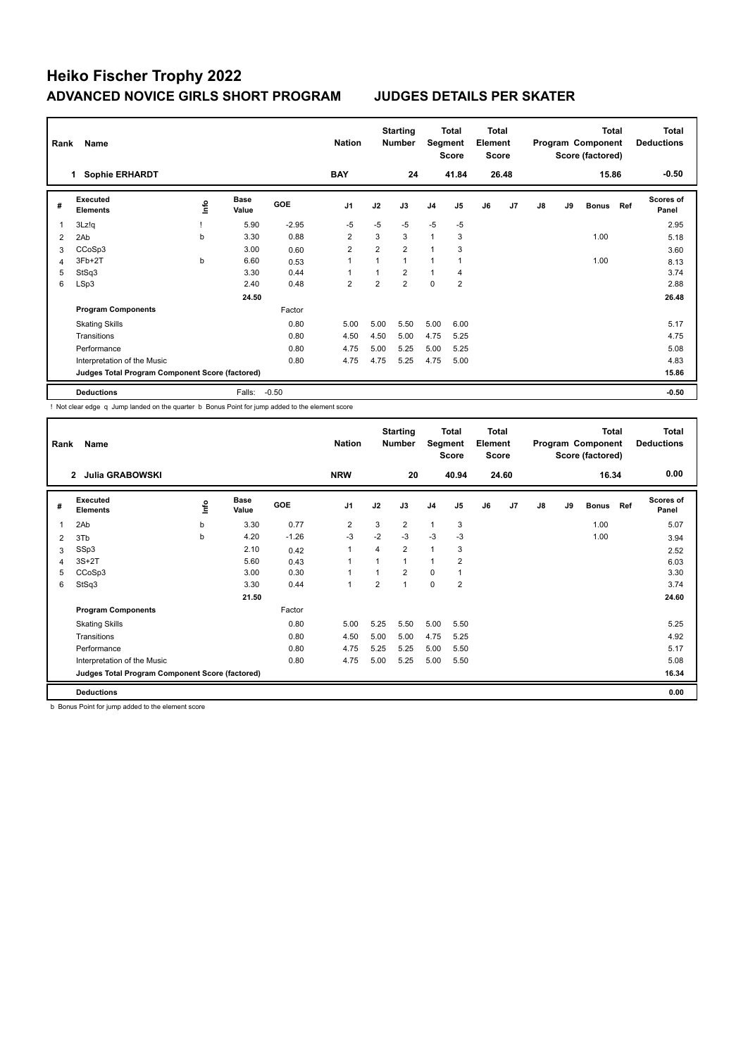# Heiko Fischer Trophy 2022

## ADVANCED NOVICE GIRLS SHORT PROGRAM JUDGES DETAILS PER SKATER

| Rank | Name | Nation | Starting Number | Total Segment Score | Total Element Score | Total Program Component Score (factored) | Total Deductions |
|---|---|---|---|---|---|---|---|
| 1 | Sophie ERHARDT | BAY | 24 | 41.84 | 26.48 | 15.86 | -0.50 |

| # | Executed Elements | Info | Base Value | GOE | J1 | J2 | J3 | J4 | J5 | J6 | J7 | J8 | J9 | Bonus | Ref | Scores of Panel |
|---|---|---|---|---|---|---|---|---|---|---|---|---|---|---|---|---|
| 1 | 3Lz!q | ! | 5.90 | -2.95 | -5 | -5 | -5 | -5 | -5 | | | | | | | 2.95 |
| 2 | 2Ab | b | 3.30 | 0.88 | 2 | 3 | 3 | 1 | 3 | | | | | 1.00 | | 5.18 |
| 3 | CCoSp3 | | 3.00 | 0.60 | 2 | 2 | 2 | 1 | 3 | | | | | | | 3.60 |
| 4 | 3Fb+2T | b | 6.60 | 0.53 | 1 | 1 | 1 | 1 | 1 | | | | | 1.00 | | 8.13 |
| 5 | StSq3 | | 3.30 | 0.44 | 1 | 1 | 2 | 1 | 4 | | | | | | | 3.74 |
| 6 | LSp3 | | 2.40 | 0.48 | 2 | 2 | 2 | 0 | 2 | | | | | | | 2.88 |
| | | | 24.50 | | | | | | | | | | | | | 26.48 |
| | **Program Components** | | | Factor | | | | | | | | | | | | |
| | Skating Skills | | | 0.80 | 5.00 | 5.00 | 5.50 | 5.00 | 6.00 | | | | | | | 5.17 |
| | Transitions | | | 0.80 | 4.50 | 4.50 | 5.00 | 4.75 | 5.25 | | | | | | | 4.75 |
| | Performance | | | 0.80 | 4.75 | 5.00 | 5.25 | 5.00 | 5.25 | | | | | | | 5.08 |
| | Interpretation of the Music | | | 0.80 | 4.75 | 4.75 | 5.25 | 4.75 | 5.00 | | | | | | | 4.83 |
| | **Judges Total Program Component Score (factored)** | | | | | | | | | | | | | | | 15.86 |
| | **Deductions** | | Falls: | -0.50 | | | | | | | | | | | | -0.50 |

! Not clear edge q Jump landed on the quarter b Bonus Point for jump added to the element score

| Rank | Name | Nation | Starting Number | Total Segment Score | Total Element Score | Total Program Component Score (factored) | Total Deductions |
|---|---|---|---|---|---|---|---|
| 2 | Julia GRABOWSKI | NRW | 20 | 40.94 | 24.60 | 16.34 | 0.00 |

| # | Executed Elements | Info | Base Value | GOE | J1 | J2 | J3 | J4 | J5 | J6 | J7 | J8 | J9 | Bonus | Ref | Scores of Panel |
|---|---|---|---|---|---|---|---|---|---|---|---|---|---|---|---|---|
| 1 | 2Ab | b | 3.30 | 0.77 | 2 | 3 | 2 | 1 | 3 | | | | | 1.00 | | 5.07 |
| 2 | 3Tb | b | 4.20 | -1.26 | -3 | -2 | -3 | -3 | -3 | | | | | 1.00 | | 3.94 |
| 3 | SSp3 | | 2.10 | 0.42 | 1 | 4 | 2 | 1 | 3 | | | | | | | 2.52 |
| 4 | 3S+2T | | 5.60 | 0.43 | 1 | 1 | 1 | 1 | 2 | | | | | | | 6.03 |
| 5 | CCoSp3 | | 3.00 | 0.30 | 1 | 1 | 2 | 0 | 1 | | | | | | | 3.30 |
| 6 | StSq3 | | 3.30 | 0.44 | 1 | 2 | 1 | 0 | 2 | | | | | | | 3.74 |
| | | | 21.50 | | | | | | | | | | | | | 24.60 |
| | **Program Components** | | | Factor | | | | | | | | | | | | |
| | Skating Skills | | | 0.80 | 5.00 | 5.25 | 5.50 | 5.00 | 5.50 | | | | | | | 5.25 |
| | Transitions | | | 0.80 | 4.50 | 5.00 | 5.00 | 4.75 | 5.25 | | | | | | | 4.92 |
| | Performance | | | 0.80 | 4.75 | 5.25 | 5.25 | 5.00 | 5.50 | | | | | | | 5.17 |
| | Interpretation of the Music | | | 0.80 | 4.75 | 5.00 | 5.25 | 5.00 | 5.50 | | | | | | | 5.08 |
| | **Judges Total Program Component Score (factored)** | | | | | | | | | | | | | | | 16.34 |
| | **Deductions** | | | | | | | | | | | | | | | 0.00 |

b Bonus Point for jump added to the element score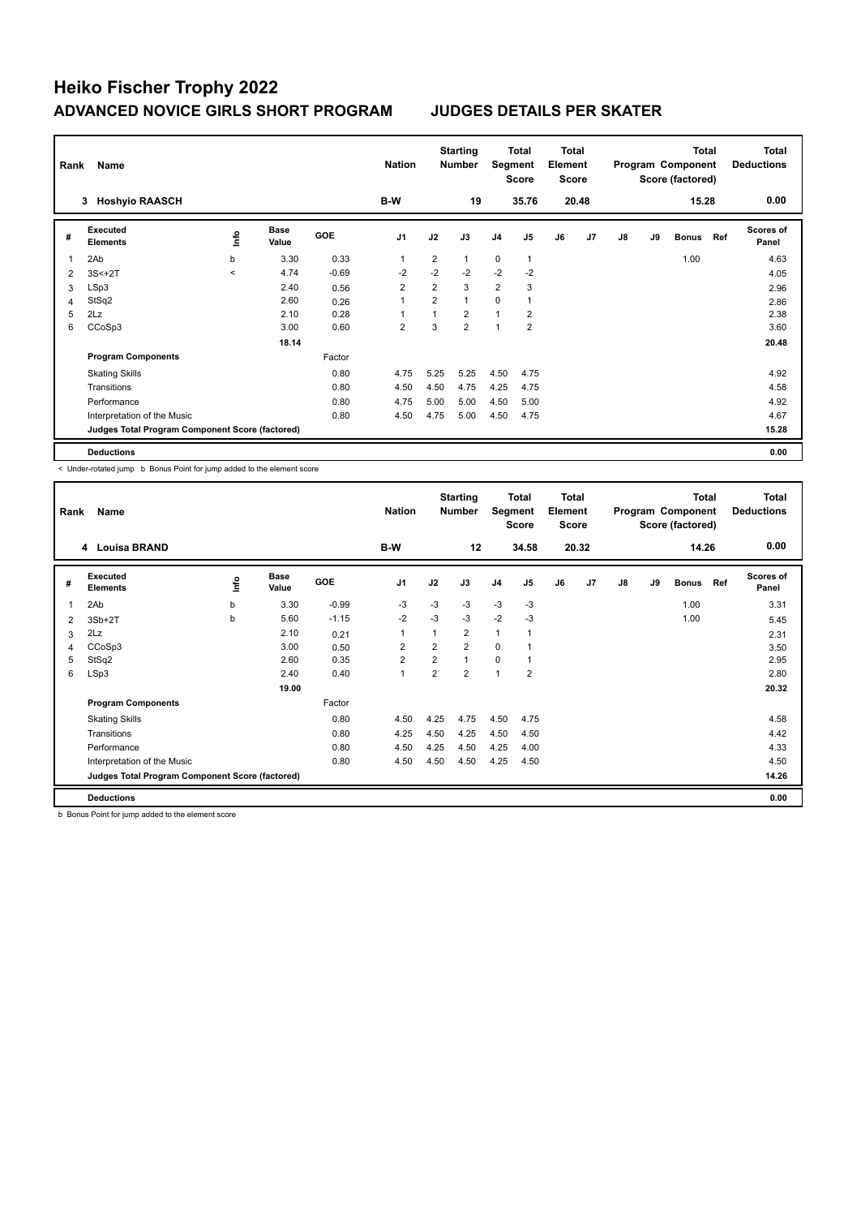# Heiko Fischer Trophy 2022

## ADVANCED NOVICE GIRLS SHORT PROGRAM — JUDGES DETAILS PER SKATER

| Rank | Name | Nation | Starting Number | Total Segment Score | Total Element Score | Total Program Component Score (factored) | Total Deductions |
|---|---|---|---|---|---|---|---|
| 3 | Hoshyio RAASCH | B-W | 19 | 35.76 | 20.48 | 15.28 | 0.00 |

| # | Executed Elements | Info | Base Value | GOE | J1 | J2 | J3 | J4 | J5 | J6 | J7 | J8 | J9 | Bonus | Ref | Scores of Panel |
|---|---|---|---|---|---|---|---|---|---|---|---|---|---|---|---|---|
| 1 | 2Ab | b | 3.30 | 0.33 | 1 | 2 | 1 | 0 | 1 | | | | | 1.00 | | 4.63 |
| 2 | 3S<+2T | < | 4.74 | -0.69 | -2 | -2 | -2 | -2 | -2 | | | | | | | 4.05 |
| 3 | LSp3 | | 2.40 | 0.56 | 2 | 2 | 3 | 2 | 3 | | | | | | | 2.96 |
| 4 | StSq2 | | 2.60 | 0.26 | 1 | 2 | 1 | 0 | 1 | | | | | | | 2.86 |
| 5 | 2Lz | | 2.10 | 0.28 | 1 | 1 | 2 | 1 | 2 | | | | | | | 2.38 |
| 6 | CCoSp3 | | 3.00 | 0.60 | 2 | 3 | 2 | 1 | 2 | | | | | | | 3.60 |
| | | | 18.14 | | | | | | | | | | | | | 20.48 |
| | **Program Components** | | | Factor | | | | | | | | | | | | |
| | Skating Skills | | | 0.80 | 4.75 | 5.25 | 5.25 | 4.50 | 4.75 | | | | | | | 4.92 |
| | Transitions | | | 0.80 | 4.50 | 4.50 | 4.75 | 4.25 | 4.75 | | | | | | | 4.58 |
| | Performance | | | 0.80 | 4.75 | 5.00 | 5.00 | 4.50 | 5.00 | | | | | | | 4.92 |
| | Interpretation of the Music | | | 0.80 | 4.50 | 4.75 | 5.00 | 4.50 | 4.75 | | | | | | | 4.67 |
| | **Judges Total Program Component Score (factored)** | | | | | | | | | | | | | | | 15.28 |
| | **Deductions** | | | | | | | | | | | | | | | 0.00 |

< Under-rotated jump b Bonus Point for jump added to the element score

| Rank | Name | Nation | Starting Number | Total Segment Score | Total Element Score | Total Program Component Score (factored) | Total Deductions |
|---|---|---|---|---|---|---|---|
| 4 | Louisa BRAND | B-W | 12 | 34.58 | 20.32 | 14.26 | 0.00 |

| # | Executed Elements | Info | Base Value | GOE | J1 | J2 | J3 | J4 | J5 | J6 | J7 | J8 | J9 | Bonus | Ref | Scores of Panel |
|---|---|---|---|---|---|---|---|---|---|---|---|---|---|---|---|---|
| 1 | 2Ab | b | 3.30 | -0.99 | -3 | -3 | -3 | -3 | -3 | | | | | 1.00 | | 3.31 |
| 2 | 3Sb+2T | b | 5.60 | -1.15 | -2 | -3 | -3 | -2 | -3 | | | | | 1.00 | | 5.45 |
| 3 | 2Lz | | 2.10 | 0.21 | 1 | 1 | 2 | 1 | 1 | | | | | | | 2.31 |
| 4 | CCoSp3 | | 3.00 | 0.50 | 2 | 2 | 2 | 0 | 1 | | | | | | | 3.50 |
| 5 | StSq2 | | 2.60 | 0.35 | 2 | 2 | 1 | 0 | 1 | | | | | | | 2.95 |
| 6 | LSp3 | | 2.40 | 0.40 | 1 | 2 | 2 | 1 | 2 | | | | | | | 2.80 |
| | | | 19.00 | | | | | | | | | | | | | 20.32 |
| | **Program Components** | | | Factor | | | | | | | | | | | | |
| | Skating Skills | | | 0.80 | 4.50 | 4.25 | 4.75 | 4.50 | 4.75 | | | | | | | 4.58 |
| | Transitions | | | 0.80 | 4.25 | 4.50 | 4.25 | 4.50 | 4.50 | | | | | | | 4.42 |
| | Performance | | | 0.80 | 4.50 | 4.25 | 4.50 | 4.25 | 4.00 | | | | | | | 4.33 |
| | Interpretation of the Music | | | 0.80 | 4.50 | 4.50 | 4.50 | 4.25 | 4.50 | | | | | | | 4.50 |
| | **Judges Total Program Component Score (factored)** | | | | | | | | | | | | | | | 14.26 |
| | **Deductions** | | | | | | | | | | | | | | | 0.00 |

b Bonus Point for jump added to the element score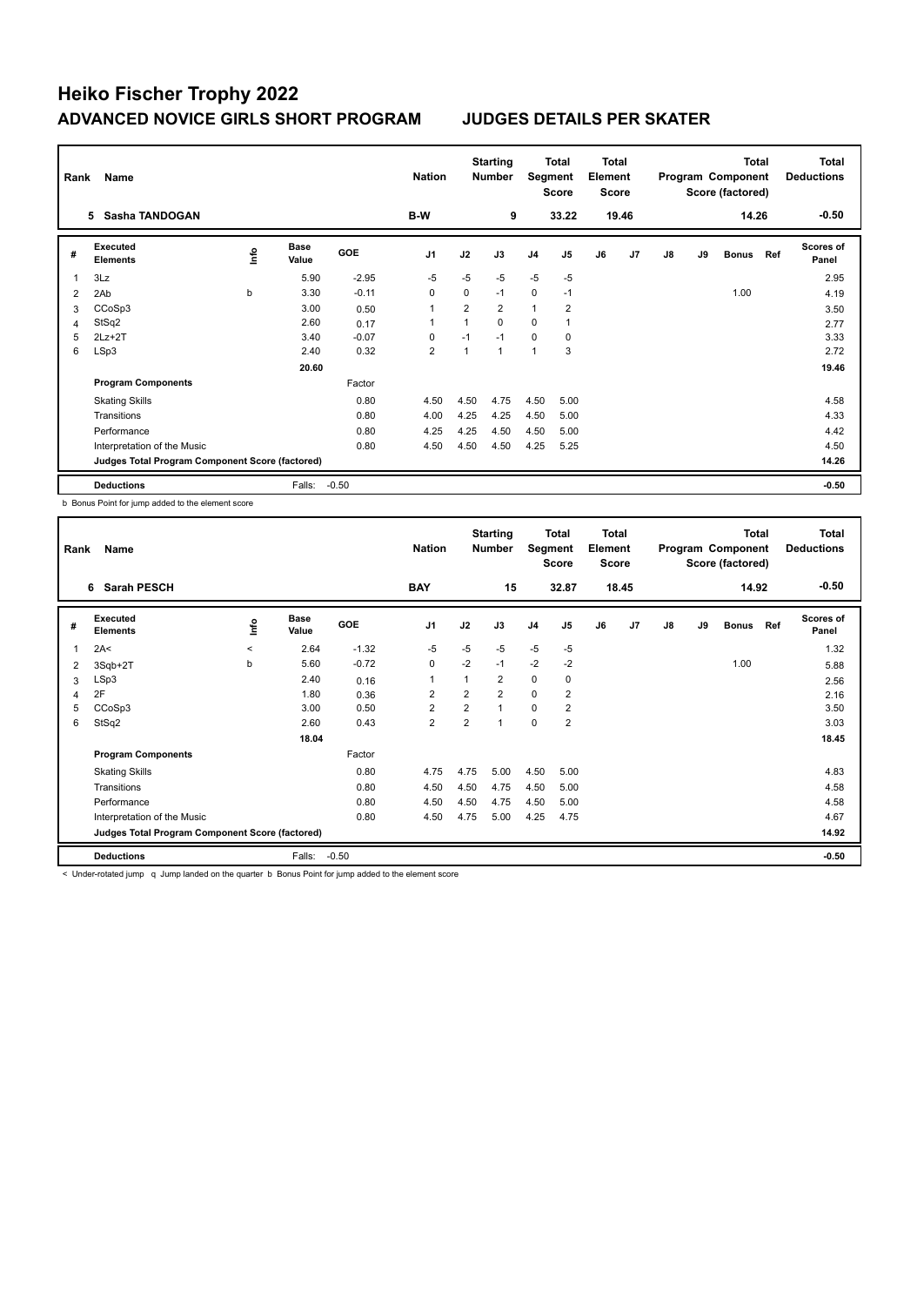# Heiko Fischer Trophy 2022

## ADVANCED NOVICE GIRLS SHORT PROGRAM JUDGES DETAILS PER SKATER

| Rank | Name | Nation | Starting Number | Total Segment Score | Total Element Score | Total Program Component Score (factored) | Total Deductions |
|---|---|---|---|---|---|---|---|
| 5 | Sasha TANDOGAN | B-W | 9 | 33.22 | 19.46 | 14.26 | -0.50 |

| # | Executed Elements | Info | Base Value | GOE | J1 | J2 | J3 | J4 | J5 | J6 | J7 | J8 | J9 | Bonus | Ref | Scores of Panel |
|---|---|---|---|---|---|---|---|---|---|---|---|---|---|---|---|---|
| 1 | 3Lz | | 5.90 | -2.95 | -5 | -5 | -5 | -5 | -5 | | | | | | | 2.95 |
| 2 | 2Ab | b | 3.30 | -0.11 | 0 | 0 | -1 | 0 | -1 | | | | | 1.00 | | 4.19 |
| 3 | CCoSp3 | | 3.00 | 0.50 | 1 | 2 | 2 | 1 | 2 | | | | | | | 3.50 |
| 4 | StSq2 | | 2.60 | 0.17 | 1 | 1 | 0 | 0 | 1 | | | | | | | 2.77 |
| 5 | 2Lz+2T | | 3.40 | -0.07 | 0 | -1 | -1 | 0 | 0 | | | | | | | 3.33 |
| 6 | LSp3 | | 2.40 | 0.32 | 2 | 1 | 1 | 1 | 3 | | | | | | | 2.72 |
| | | | 20.60 | | | | | | | | | | | | | 19.46 |
| | **Program Components** | | | Factor | | | | | | | | | | | | |
| | Skating Skills | | | 0.80 | 4.50 | 4.50 | 4.75 | 4.50 | 5.00 | | | | | | | 4.58 |
| | Transitions | | | 0.80 | 4.00 | 4.25 | 4.25 | 4.50 | 5.00 | | | | | | | 4.33 |
| | Performance | | | 0.80 | 4.25 | 4.25 | 4.50 | 4.50 | 5.00 | | | | | | | 4.42 |
| | Interpretation of the Music | | | 0.80 | 4.50 | 4.50 | 4.50 | 4.25 | 5.25 | | | | | | | 4.50 |
| | **Judges Total Program Component Score (factored)** | | | | | | | | | | | | | | | 14.26 |
| | **Deductions** | | Falls: | -0.50 | | | | | | | | | | | | -0.50 |

b Bonus Point for jump added to the element score

| Rank | Name | Nation | Starting Number | Total Segment Score | Total Element Score | Total Program Component Score (factored) | Total Deductions |
|---|---|---|---|---|---|---|---|
| 6 | Sarah PESCH | BAY | 15 | 32.87 | 18.45 | 14.92 | -0.50 |

| # | Executed Elements | Info | Base Value | GOE | J1 | J2 | J3 | J4 | J5 | J6 | J7 | J8 | J9 | Bonus | Ref | Scores of Panel |
|---|---|---|---|---|---|---|---|---|---|---|---|---|---|---|---|---|
| 1 | 2A< | < | 2.64 | -1.32 | -5 | -5 | -5 | -5 | -5 | | | | | | | 1.32 |
| 2 | 3Sqb+2T | b | 5.60 | -0.72 | 0 | -2 | -1 | -2 | -2 | | | | | 1.00 | | 5.88 |
| 3 | LSp3 | | 2.40 | 0.16 | 1 | 1 | 2 | 0 | 0 | | | | | | | 2.56 |
| 4 | 2F | | 1.80 | 0.36 | 2 | 2 | 2 | 0 | 2 | | | | | | | 2.16 |
| 5 | CCoSp3 | | 3.00 | 0.50 | 2 | 2 | 1 | 0 | 2 | | | | | | | 3.50 |
| 6 | StSq2 | | 2.60 | 0.43 | 2 | 2 | 1 | 0 | 2 | | | | | | | 3.03 |
| | | | 18.04 | | | | | | | | | | | | | 18.45 |
| | **Program Components** | | | Factor | | | | | | | | | | | | |
| | Skating Skills | | | 0.80 | 4.75 | 4.75 | 5.00 | 4.50 | 5.00 | | | | | | | 4.83 |
| | Transitions | | | 0.80 | 4.50 | 4.50 | 4.75 | 4.50 | 5.00 | | | | | | | 4.58 |
| | Performance | | | 0.80 | 4.50 | 4.50 | 4.75 | 4.50 | 5.00 | | | | | | | 4.58 |
| | Interpretation of the Music | | | 0.80 | 4.50 | 4.75 | 5.00 | 4.25 | 4.75 | | | | | | | 4.67 |
| | **Judges Total Program Component Score (factored)** | | | | | | | | | | | | | | | 14.92 |
| | **Deductions** | | Falls: | -0.50 | | | | | | | | | | | | -0.50 |

< Under-rotated jump q Jump landed on the quarter b Bonus Point for jump added to the element score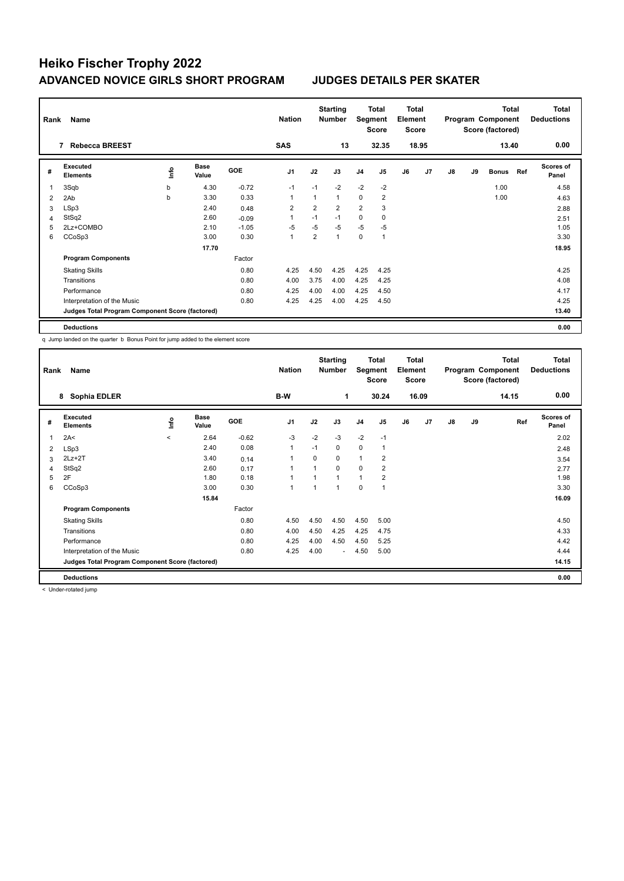# Heiko Fischer Trophy 2022

## ADVANCED NOVICE GIRLS SHORT PROGRAM — JUDGES DETAILS PER SKATER

| Rank | Name | Nation | Starting Number | Total Segment Score | Total Element Score | Total Program Component Score (factored) | Total Deductions |
|---|---|---|---|---|---|---|---|
| 7 | Rebecca BREEST | SAS | 13 | 32.35 | 18.95 | 13.40 | 0.00 |

| # | Executed Elements | Info | Base Value | GOE | J1 | J2 | J3 | J4 | J5 | J6 | J7 | J8 | J9 | Bonus | Ref | Scores of Panel |
|---|---|---|---|---|---|---|---|---|---|---|---|---|---|---|---|---|
| 1 | 3Sqb | b | 4.30 | -0.72 | -1 | -1 | -2 | -2 | -2 | | | | | 1.00 | | 4.58 |
| 2 | 2Ab | b | 3.30 | 0.33 | 1 | 1 | 1 | 0 | 2 | | | | | 1.00 | | 4.63 |
| 3 | LSp3 | | 2.40 | 0.48 | 2 | 2 | 2 | 2 | 3 | | | | | | | 2.88 |
| 4 | StSq2 | | 2.60 | -0.09 | 1 | -1 | -1 | 0 | 0 | | | | | | | 2.51 |
| 5 | 2Lz+COMBO | | 2.10 | -1.05 | -5 | -5 | -5 | -5 | -5 | | | | | | | 1.05 |
| 6 | CCoSp3 | | 3.00 | 0.30 | 1 | 2 | 1 | 0 | 1 | | | | | | | 3.30 |
| | | | 17.70 | | | | | | | | | | | | | 18.95 |
| | **Program Components** | | | Factor | | | | | | | | | | | | |
| | Skating Skills | | | 0.80 | 4.25 | 4.50 | 4.25 | 4.25 | 4.25 | | | | | | | 4.25 |
| | Transitions | | | 0.80 | 4.00 | 3.75 | 4.00 | 4.25 | 4.25 | | | | | | | 4.08 |
| | Performance | | | 0.80 | 4.25 | 4.00 | 4.00 | 4.25 | 4.50 | | | | | | | 4.17 |
| | Interpretation of the Music | | | 0.80 | 4.25 | 4.25 | 4.00 | 4.25 | 4.50 | | | | | | | 4.25 |
| | **Judges Total Program Component Score (factored)** | | | | | | | | | | | | | | | 13.40 |
| | **Deductions** | | | | | | | | | | | | | | | 0.00 |

q Jump landed on the quarter b Bonus Point for jump added to the element score

| Rank | Name | Nation | Starting Number | Total Segment Score | Total Element Score | Total Program Component Score (factored) | Total Deductions |
|---|---|---|---|---|---|---|---|
| 8 | Sophia EDLER | B-W | 1 | 30.24 | 16.09 | 14.15 | 0.00 |

| # | Executed Elements | Info | Base Value | GOE | J1 | J2 | J3 | J4 | J5 | J6 | J7 | J8 | J9 | Ref | Scores of Panel |
|---|---|---|---|---|---|---|---|---|---|---|---|---|---|---|---|
| 1 | 2A< | < | 2.64 | -0.62 | -3 | -2 | -3 | -2 | -1 | | | | | | 2.02 |
| 2 | LSp3 | | 2.40 | 0.08 | 1 | -1 | 0 | 0 | 1 | | | | | | 2.48 |
| 3 | 2Lz+2T | | 3.40 | 0.14 | 1 | 0 | 0 | 1 | 2 | | | | | | 3.54 |
| 4 | StSq2 | | 2.60 | 0.17 | 1 | 1 | 0 | 0 | 2 | | | | | | 2.77 |
| 5 | 2F | | 1.80 | 0.18 | 1 | 1 | 1 | 1 | 2 | | | | | | 1.98 |
| 6 | CCoSp3 | | 3.00 | 0.30 | 1 | 1 | 1 | 0 | 1 | | | | | | 3.30 |
| | | | 15.84 | | | | | | | | | | | | 16.09 |
| | **Program Components** | | | Factor | | | | | | | | | | | |
| | Skating Skills | | | 0.80 | 4.50 | 4.50 | 4.50 | 4.50 | 5.00 | | | | | | 4.50 |
| | Transitions | | | 0.80 | 4.00 | 4.50 | 4.25 | 4.25 | 4.75 | | | | | | 4.33 |
| | Performance | | | 0.80 | 4.25 | 4.00 | 4.50 | 4.50 | 5.25 | | | | | | 4.42 |
| | Interpretation of the Music | | | 0.80 | 4.25 | 4.00 | - | 4.50 | 5.00 | | | | | | 4.44 |
| | **Judges Total Program Component Score (factored)** | | | | | | | | | | | | | | 14.15 |
| | **Deductions** | | | | | | | | | | | | | | 0.00 |

< Under-rotated jump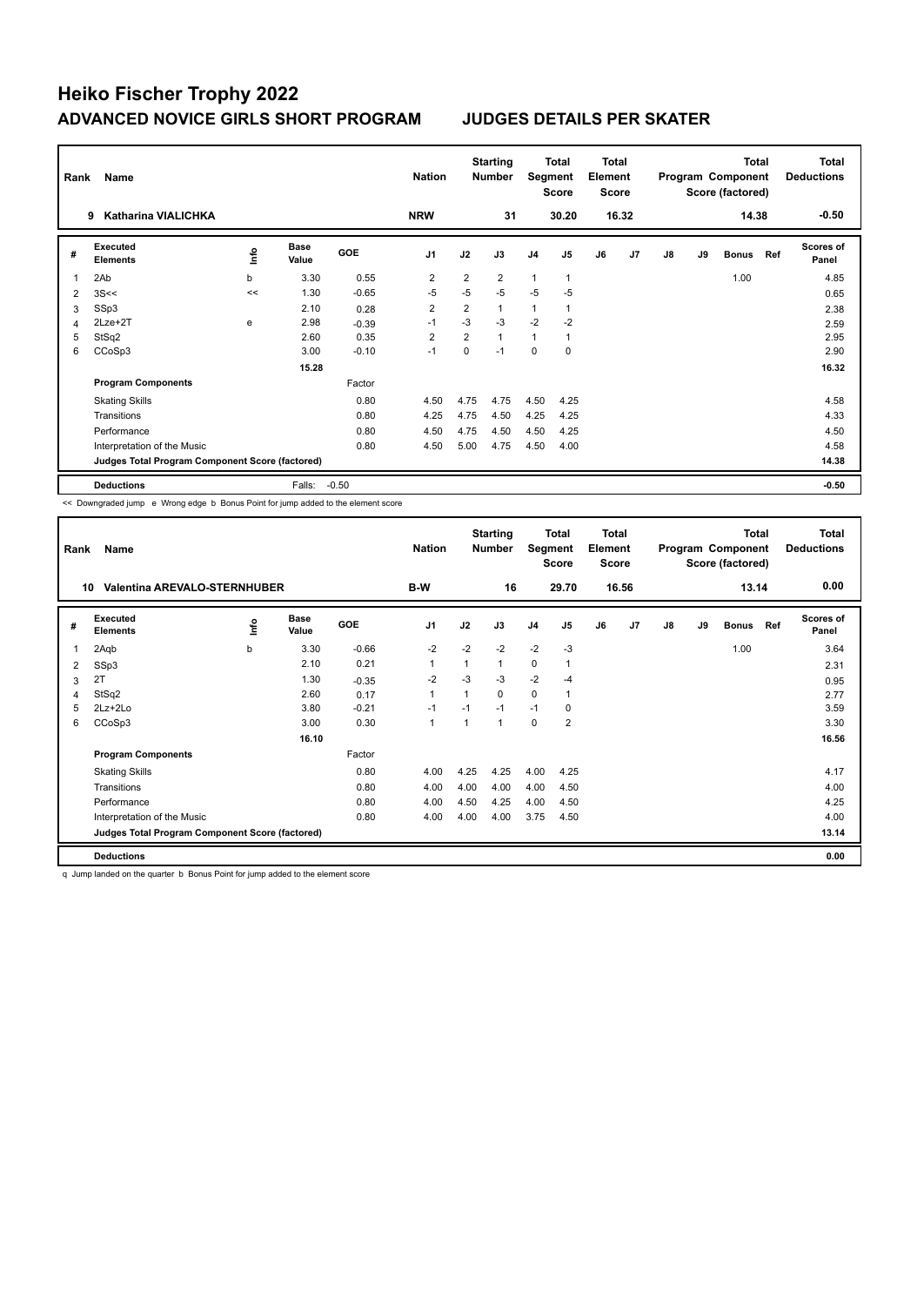# Heiko Fischer Trophy 2022

## ADVANCED NOVICE GIRLS SHORT PROGRAM — JUDGES DETAILS PER SKATER

| Rank | Name | Nation | Starting Number | Total Segment Score | Total Element Score | Total Program Component Score (factored) | Total Deductions |
|---|---|---|---|---|---|---|---|
| 9 | Katharina VIALICHKA | NRW | 31 | 30.20 | 16.32 | 14.38 | -0.50 |

| # | Executed Elements | Info | Base Value | GOE | J1 | J2 | J3 | J4 | J5 | J6 | J7 | J8 | J9 | Bonus | Ref | Scores of Panel |
|---|---|---|---|---|---|---|---|---|---|---|---|---|---|---|---|---|
| 1 | 2Ab | b | 3.30 | 0.55 | 2 | 2 | 2 | 1 | 1 | | | | | 1.00 | | 4.85 |
| 2 | 3S<< | << | 1.30 | -0.65 | -5 | -5 | -5 | -5 | -5 | | | | | | | 0.65 |
| 3 | SSp3 | | 2.10 | 0.28 | 2 | 2 | 1 | 1 | 1 | | | | | | | 2.38 |
| 4 | 2Lze+2T | e | 2.98 | -0.39 | -1 | -3 | -3 | -2 | -2 | | | | | | | 2.59 |
| 5 | StSq2 | | 2.60 | 0.35 | 2 | 2 | 1 | 1 | 1 | | | | | | | 2.95 |
| 6 | CCoSp3 | | 3.00 | -0.10 | -1 | 0 | -1 | 0 | 0 | | | | | | | 2.90 |
| | | | 15.28 | | | | | | | | | | | | | 16.32 |
| | **Program Components** | | | Factor | | | | | | | | | | | | |
| | Skating Skills | | | 0.80 | 4.50 | 4.75 | 4.75 | 4.50 | 4.25 | | | | | | | 4.58 |
| | Transitions | | | 0.80 | 4.25 | 4.75 | 4.50 | 4.25 | 4.25 | | | | | | | 4.33 |
| | Performance | | | 0.80 | 4.50 | 4.75 | 4.50 | 4.50 | 4.25 | | | | | | | 4.50 |
| | Interpretation of the Music | | | 0.80 | 4.50 | 5.00 | 4.75 | 4.50 | 4.00 | | | | | | | 4.58 |
| | **Judges Total Program Component Score (factored)** | | | | | | | | | | | | | | | 14.38 |
| | **Deductions** | | Falls: | -0.50 | | | | | | | | | | | | -0.50 |

<< Downgraded jump e Wrong edge b Bonus Point for jump added to the element score

| Rank | Name | Nation | Starting Number | Total Segment Score | Total Element Score | Total Program Component Score (factored) | Total Deductions |
|---|---|---|---|---|---|---|---|
| 10 | Valentina AREVALO-STERNHUBER | B-W | 16 | 29.70 | 16.56 | 13.14 | 0.00 |

| # | Executed Elements | Info | Base Value | GOE | J1 | J2 | J3 | J4 | J5 | J6 | J7 | J8 | J9 | Bonus | Ref | Scores of Panel |
|---|---|---|---|---|---|---|---|---|---|---|---|---|---|---|---|---|
| 1 | 2Aqb | b | 3.30 | -0.66 | -2 | -2 | -2 | -2 | -3 | | | | | 1.00 | | 3.64 |
| 2 | SSp3 | | 2.10 | 0.21 | 1 | 1 | 1 | 0 | 1 | | | | | | | 2.31 |
| 3 | 2T | | 1.30 | -0.35 | -2 | -3 | -3 | -2 | -4 | | | | | | | 0.95 |
| 4 | StSq2 | | 2.60 | 0.17 | 1 | 1 | 0 | 0 | 1 | | | | | | | 2.77 |
| 5 | 2Lz+2Lo | | 3.80 | -0.21 | -1 | -1 | -1 | -1 | 0 | | | | | | | 3.59 |
| 6 | CCoSp3 | | 3.00 | 0.30 | 1 | 1 | 1 | 0 | 2 | | | | | | | 3.30 |
| | | | 16.10 | | | | | | | | | | | | | 16.56 |
| | **Program Components** | | | Factor | | | | | | | | | | | | |
| | Skating Skills | | | 0.80 | 4.00 | 4.25 | 4.25 | 4.00 | 4.25 | | | | | | | 4.17 |
| | Transitions | | | 0.80 | 4.00 | 4.00 | 4.00 | 4.00 | 4.50 | | | | | | | 4.00 |
| | Performance | | | 0.80 | 4.00 | 4.50 | 4.25 | 4.00 | 4.50 | | | | | | | 4.25 |
| | Interpretation of the Music | | | 0.80 | 4.00 | 4.00 | 4.00 | 3.75 | 4.50 | | | | | | | 4.00 |
| | **Judges Total Program Component Score (factored)** | | | | | | | | | | | | | | | 13.14 |
| | **Deductions** | | | | | | | | | | | | | | | 0.00 |

q Jump landed on the quarter b Bonus Point for jump added to the element score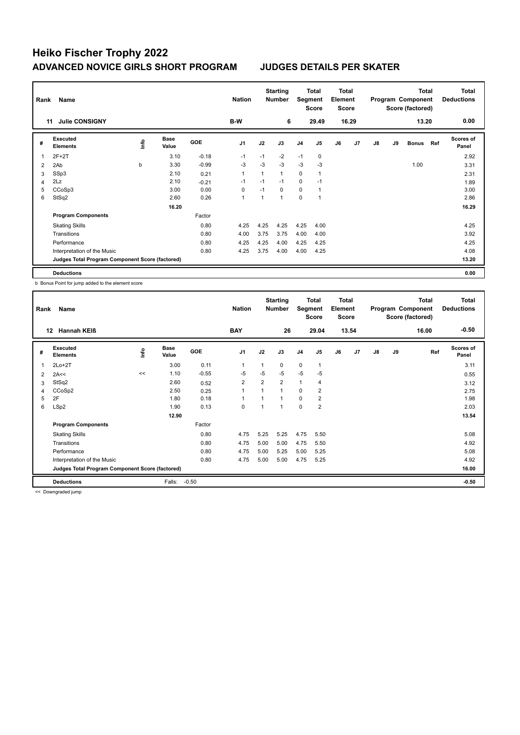# Heiko Fischer Trophy 2022

## ADVANCED NOVICE GIRLS SHORT PROGRAM — JUDGES DETAILS PER SKATER

| Rank | Name | Nation | Starting Number | Total Segment Score | Total Element Score | Total Program Component Score (factored) | Total Deductions |
|---|---|---|---|---|---|---|---|
| 11 | Julie CONSIGNY | B-W | 6 | 29.49 | 16.29 | 13.20 | 0.00 |

| # | Executed Elements | Info | Base Value | GOE | J1 | J2 | J3 | J4 | J5 | J6 | J7 | J8 | J9 | Bonus | Ref | Scores of Panel |
|---|---|---|---|---|---|---|---|---|---|---|---|---|---|---|---|---|
| 1 | 2F+2T | | 3.10 | -0.18 | -1 | -1 | -2 | -1 | 0 | | | | | | | 2.92 |
| 2 | 2Ab | b | 3.30 | -0.99 | -3 | -3 | -3 | -3 | -3 | | | | | 1.00 | | 3.31 |
| 3 | SSp3 | | 2.10 | 0.21 | 1 | 1 | 1 | 0 | 1 | | | | | | | 2.31 |
| 4 | 2Lz | | 2.10 | -0.21 | -1 | -1 | -1 | 0 | -1 | | | | | | | 1.89 |
| 5 | CCoSp3 | | 3.00 | 0.00 | 0 | -1 | 0 | 0 | 1 | | | | | | | 3.00 |
| 6 | StSq2 | | 2.60 | 0.26 | 1 | 1 | 1 | 0 | 1 | | | | | | | 2.86 |
| | | | 16.20 | | | | | | | | | | | | | 16.29 |
| | **Program Components** | | | Factor | | | | | | | | | | | | |
| | Skating Skills | | | 0.80 | 4.25 | 4.25 | 4.25 | 4.25 | 4.00 | | | | | | | 4.25 |
| | Transitions | | | 0.80 | 4.00 | 3.75 | 3.75 | 4.00 | 4.00 | | | | | | | 3.92 |
| | Performance | | | 0.80 | 4.25 | 4.25 | 4.00 | 4.25 | 4.25 | | | | | | | 4.25 |
| | Interpretation of the Music | | | 0.80 | 4.25 | 3.75 | 4.00 | 4.00 | 4.25 | | | | | | | 4.08 |
| | **Judges Total Program Component Score (factored)** | | | | | | | | | | | | | | | 13.20 |
| | **Deductions** | | | | | | | | | | | | | | | 0.00 |

b Bonus Point for jump added to the element score

| Rank | Name | Nation | Starting Number | Total Segment Score | Total Element Score | Total Program Component Score (factored) | Total Deductions |
|---|---|---|---|---|---|---|---|
| 12 | Hannah KEIß | BAY | 26 | 29.04 | 13.54 | 16.00 | -0.50 |

| # | Executed Elements | Info | Base Value | GOE | J1 | J2 | J3 | J4 | J5 | J6 | J7 | J8 | J9 | Ref | Scores of Panel |
|---|---|---|---|---|---|---|---|---|---|---|---|---|---|---|---|
| 1 | 2Lo+2T | | 3.00 | 0.11 | 1 | 1 | 0 | 0 | 1 | | | | | | 3.11 |
| 2 | 2A<< | << | 1.10 | -0.55 | -5 | -5 | -5 | -5 | -5 | | | | | | 0.55 |
| 3 | StSq2 | | 2.60 | 0.52 | 2 | 2 | 2 | 1 | 4 | | | | | | 3.12 |
| 4 | CCoSp2 | | 2.50 | 0.25 | 1 | 1 | 1 | 0 | 2 | | | | | | 2.75 |
| 5 | 2F | | 1.80 | 0.18 | 1 | 1 | 1 | 0 | 2 | | | | | | 1.98 |
| 6 | LSp2 | | 1.90 | 0.13 | 0 | 1 | 1 | 0 | 2 | | | | | | 2.03 |
| | | | 12.90 | | | | | | | | | | | | 13.54 |
| | **Program Components** | | | Factor | | | | | | | | | | | |
| | Skating Skills | | | 0.80 | 4.75 | 5.25 | 5.25 | 4.75 | 5.50 | | | | | | 5.08 |
| | Transitions | | | 0.80 | 4.75 | 5.00 | 5.00 | 4.75 | 5.50 | | | | | | 4.92 |
| | Performance | | | 0.80 | 4.75 | 5.00 | 5.25 | 5.00 | 5.25 | | | | | | 5.08 |
| | Interpretation of the Music | | | 0.80 | 4.75 | 5.00 | 5.00 | 4.75 | 5.25 | | | | | | 4.92 |
| | **Judges Total Program Component Score (factored)** | | | | | | | | | | | | | | 16.00 |
| | **Deductions** | | Falls: | -0.50 | | | | | | | | | | | -0.50 |

<< Downgraded jump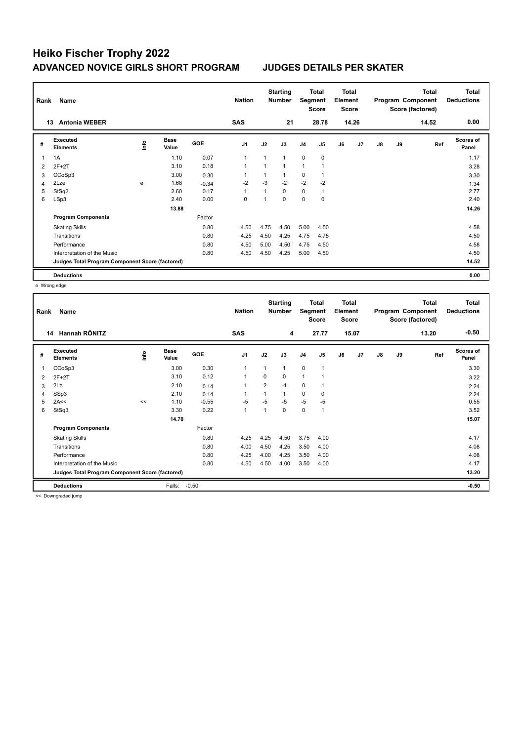# Heiko Fischer Trophy 2022

## ADVANCED NOVICE GIRLS SHORT PROGRAM — JUDGES DETAILS PER SKATER

| Rank | Name | Nation | Starting Number | Total Segment Score | Total Element Score | Total Program Component Score (factored) | Total Deductions |
|---|---|---|---|---|---|---|---|
| 13 | Antonia WEBER | SAS | 21 | 28.78 | 14.26 | 14.52 | 0.00 |

| # | Executed Elements | Info | Base Value | GOE | J1 | J2 | J3 | J4 | J5 | J6 | J7 | J8 | J9 | Ref | Scores of Panel |
|---|---|---|---|---|---|---|---|---|---|---|---|---|---|---|---|
| 1 | 1A | | 1.10 | 0.07 | 1 | 1 | 1 | 0 | 0 | | | | | | 1.17 |
| 2 | 2F+2T | | 3.10 | 0.18 | 1 | 1 | 1 | 1 | 1 | | | | | | 3.28 |
| 3 | CCoSp3 | | 3.00 | 0.30 | 1 | 1 | 1 | 0 | 1 | | | | | | 3.30 |
| 4 | 2Lze | e | 1.68 | -0.34 | -2 | -3 | -2 | -2 | -2 | | | | | | 1.34 |
| 5 | StSq2 | | 2.60 | 0.17 | 1 | 1 | 0 | 0 | 1 | | | | | | 2.77 |
| 6 | LSp3 | | 2.40 | 0.00 | 0 | 1 | 0 | 0 | 0 | | | | | | 2.40 |
| | | | 13.88 | | | | | | | | | | | | 14.26 |
| | **Program Components** | | | Factor | | | | | | | | | | | |
| | Skating Skills | | | 0.80 | 4.50 | 4.75 | 4.50 | 5.00 | 4.50 | | | | | | 4.58 |
| | Transitions | | | 0.80 | 4.25 | 4.50 | 4.25 | 4.75 | 4.75 | | | | | | 4.50 |
| | Performance | | | 0.80 | 4.50 | 5.00 | 4.50 | 4.75 | 4.50 | | | | | | 4.58 |
| | Interpretation of the Music | | | 0.80 | 4.50 | 4.50 | 4.25 | 5.00 | 4.50 | | | | | | 4.50 |
| | **Judges Total Program Component Score (factored)** | | | | | | | | | | | | | | 14.52 |
| | **Deductions** | | | | | | | | | | | | | | 0.00 |

e Wrong edge

| Rank | Name | Nation | Starting Number | Total Segment Score | Total Element Score | Total Program Component Score (factored) | Total Deductions |
|---|---|---|---|---|---|---|---|
| 14 | Hannah RÖNITZ | SAS | 4 | 27.77 | 15.07 | 13.20 | -0.50 |

| # | Executed Elements | Info | Base Value | GOE | J1 | J2 | J3 | J4 | J5 | J6 | J7 | J8 | J9 | Ref | Scores of Panel |
|---|---|---|---|---|---|---|---|---|---|---|---|---|---|---|---|
| 1 | CCoSp3 | | 3.00 | 0.30 | 1 | 1 | 1 | 0 | 1 | | | | | | 3.30 |
| 2 | 2F+2T | | 3.10 | 0.12 | 1 | 0 | 0 | 1 | 1 | | | | | | 3.22 |
| 3 | 2Lz | | 2.10 | 0.14 | 1 | 2 | -1 | 0 | 1 | | | | | | 2.24 |
| 4 | SSp3 | | 2.10 | 0.14 | 1 | 1 | 1 | 0 | 0 | | | | | | 2.24 |
| 5 | 2A<< | << | 1.10 | -0.55 | -5 | -5 | -5 | -5 | -5 | | | | | | 0.55 |
| 6 | StSq3 | | 3.30 | 0.22 | 1 | 1 | 0 | 0 | 1 | | | | | | 3.52 |
| | | | 14.70 | | | | | | | | | | | | 15.07 |
| | **Program Components** | | | Factor | | | | | | | | | | | |
| | Skating Skills | | | 0.80 | 4.25 | 4.25 | 4.50 | 3.75 | 4.00 | | | | | | 4.17 |
| | Transitions | | | 0.80 | 4.00 | 4.50 | 4.25 | 3.50 | 4.00 | | | | | | 4.08 |
| | Performance | | | 0.80 | 4.25 | 4.00 | 4.25 | 3.50 | 4.00 | | | | | | 4.08 |
| | Interpretation of the Music | | | 0.80 | 4.50 | 4.50 | 4.00 | 3.50 | 4.00 | | | | | | 4.17 |
| | **Judges Total Program Component Score (factored)** | | | | | | | | | | | | | | 13.20 |
| | **Deductions** | | Falls: | -0.50 | | | | | | | | | | | -0.50 |

<< Downgraded jump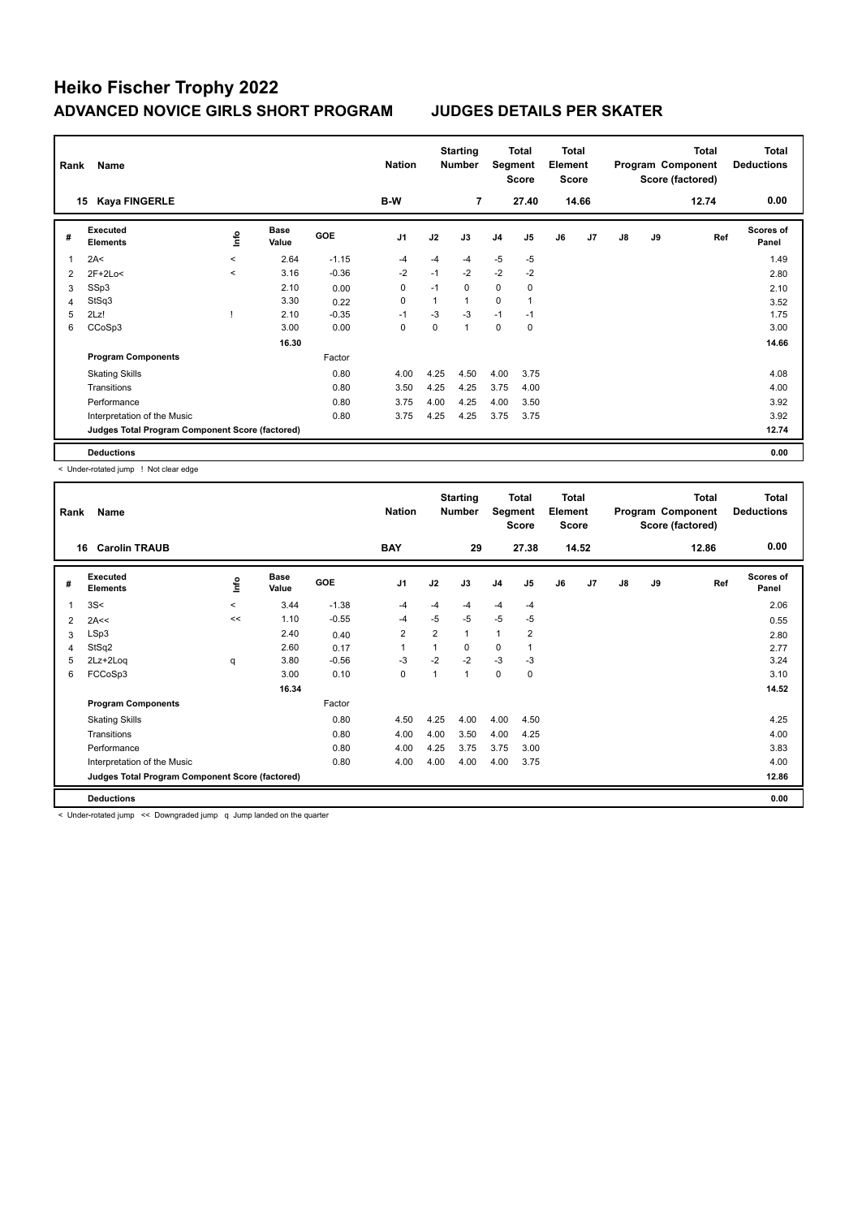# Heiko Fischer Trophy 2022

## ADVANCED NOVICE GIRLS SHORT PROGRAM — JUDGES DETAILS PER SKATER

| Rank | Name | Nation | Starting Number | Total Segment Score | Total Element Score | Total Program Component Score (factored) | Total Deductions |
|---|---|---|---|---|---|---|---|
| 15 | Kaya FINGERLE | B-W | 7 | 27.40 | 14.66 | 12.74 | 0.00 |

| # | Executed Elements | Info | Base Value | GOE | J1 | J2 | J3 | J4 | J5 | J6 | J7 | J8 | J9 | Ref | Scores of Panel |
|---|---|---|---|---|---|---|---|---|---|---|---|---|---|---|---|
| 1 | 2A< | < | 2.64 | -1.15 | -4 | -4 | -4 | -5 | -5 | | | | | | 1.49 |
| 2 | 2F+2Lo< | < | 3.16 | -0.36 | -2 | -1 | -2 | -2 | -2 | | | | | | 2.80 |
| 3 | SSp3 | | 2.10 | 0.00 | 0 | -1 | 0 | 0 | 0 | | | | | | 2.10 |
| 4 | StSq3 | | 3.30 | 0.22 | 0 | 1 | 1 | 0 | 1 | | | | | | 3.52 |
| 5 | 2Lz! | ! | 2.10 | -0.35 | -1 | -3 | -3 | -1 | -1 | | | | | | 1.75 |
| 6 | CCoSp3 | | 3.00 | 0.00 | 0 | 0 | 1 | 0 | 0 | | | | | | 3.00 |
| | | | 16.30 | | | | | | | | | | | | 14.66 |
| | **Program Components** | | | Factor | | | | | | | | | | | |
| | Skating Skills | | | 0.80 | 4.00 | 4.25 | 4.50 | 4.00 | 3.75 | | | | | | 4.08 |
| | Transitions | | | 0.80 | 3.50 | 4.25 | 4.25 | 3.75 | 4.00 | | | | | | 4.00 |
| | Performance | | | 0.80 | 3.75 | 4.00 | 4.25 | 4.00 | 3.50 | | | | | | 3.92 |
| | Interpretation of the Music | | | 0.80 | 3.75 | 4.25 | 4.25 | 3.75 | 3.75 | | | | | | 3.92 |
| | **Judges Total Program Component Score (factored)** | | | | | | | | | | | | | | 12.74 |
| | **Deductions** | | | | | | | | | | | | | | 0.00 |

< Under-rotated jump ! Not clear edge

| Rank | Name | Nation | Starting Number | Total Segment Score | Total Element Score | Total Program Component Score (factored) | Total Deductions |
|---|---|---|---|---|---|---|---|
| 16 | Carolin TRAUB | BAY | 29 | 27.38 | 14.52 | 12.86 | 0.00 |

| # | Executed Elements | Info | Base Value | GOE | J1 | J2 | J3 | J4 | J5 | J6 | J7 | J8 | J9 | Ref | Scores of Panel |
|---|---|---|---|---|---|---|---|---|---|---|---|---|---|---|---|
| 1 | 3S< | < | 3.44 | -1.38 | -4 | -4 | -4 | -4 | -4 | | | | | | 2.06 |
| 2 | 2A<< | << | 1.10 | -0.55 | -4 | -5 | -5 | -5 | -5 | | | | | | 0.55 |
| 3 | LSp3 | | 2.40 | 0.40 | 2 | 2 | 1 | 1 | 2 | | | | | | 2.80 |
| 4 | StSq2 | | 2.60 | 0.17 | 1 | 1 | 0 | 0 | 1 | | | | | | 2.77 |
| 5 | 2Lz+2Loq | q | 3.80 | -0.56 | -3 | -2 | -2 | -3 | -3 | | | | | | 3.24 |
| 6 | FCCoSp3 | | 3.00 | 0.10 | 0 | 1 | 1 | 0 | 0 | | | | | | 3.10 |
| | | | 16.34 | | | | | | | | | | | | 14.52 |
| | **Program Components** | | | Factor | | | | | | | | | | | |
| | Skating Skills | | | 0.80 | 4.50 | 4.25 | 4.00 | 4.00 | 4.50 | | | | | | 4.25 |
| | Transitions | | | 0.80 | 4.00 | 4.00 | 3.50 | 4.00 | 4.25 | | | | | | 4.00 |
| | Performance | | | 0.80 | 4.00 | 4.25 | 3.75 | 3.75 | 3.00 | | | | | | 3.83 |
| | Interpretation of the Music | | | 0.80 | 4.00 | 4.00 | 4.00 | 4.00 | 3.75 | | | | | | 4.00 |
| | **Judges Total Program Component Score (factored)** | | | | | | | | | | | | | | 12.86 |
| | **Deductions** | | | | | | | | | | | | | | 0.00 |

< Under-rotated jump << Downgraded jump q Jump landed on the quarter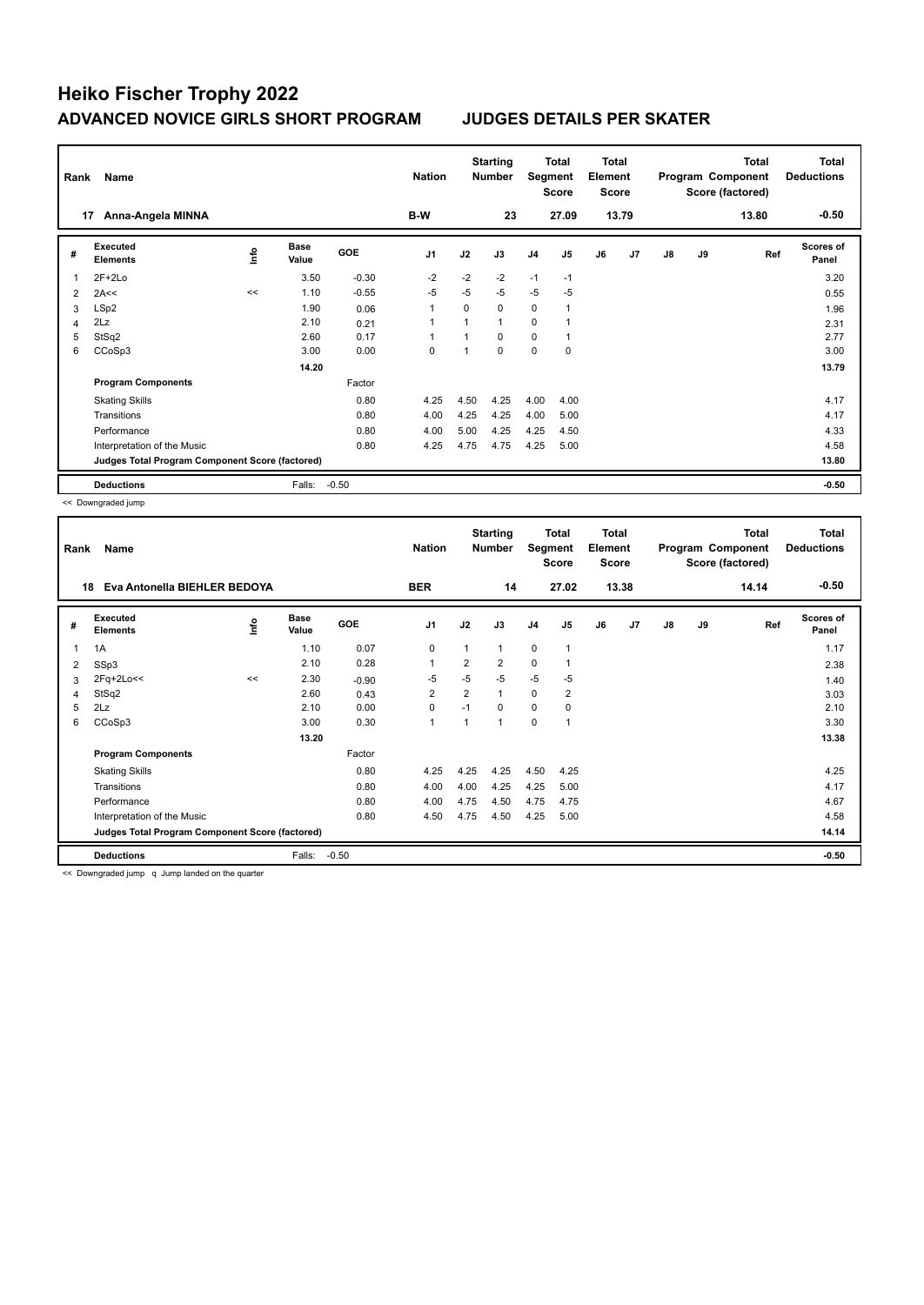# Heiko Fischer Trophy 2022

## ADVANCED NOVICE GIRLS SHORT PROGRAM JUDGES DETAILS PER SKATER

| Rank | Name | Nation | Starting Number | Total Segment Score | Total Element Score | Total Program Component Score (factored) | Total Deductions |
|---|---|---|---|---|---|---|---|
| 17 | Anna-Angela MINNA | B-W | 23 | 27.09 | 13.79 | 13.80 | -0.50 |

| # | Executed Elements | Info | Base Value | GOE | J1 | J2 | J3 | J4 | J5 | J6 | J7 | J8 | J9 | Ref | Scores of Panel |
|---|---|---|---|---|---|---|---|---|---|---|---|---|---|---|---|
| 1 | 2F+2Lo | | 3.50 | -0.30 | -2 | -2 | -2 | -1 | -1 | | | | | | 3.20 |
| 2 | 2A<< | << | 1.10 | -0.55 | -5 | -5 | -5 | -5 | -5 | | | | | | 0.55 |
| 3 | LSp2 | | 1.90 | 0.06 | 1 | 0 | 0 | 0 | 1 | | | | | | 1.96 |
| 4 | 2Lz | | 2.10 | 0.21 | 1 | 1 | 1 | 0 | 1 | | | | | | 2.31 |
| 5 | StSq2 | | 2.60 | 0.17 | 1 | 1 | 0 | 0 | 1 | | | | | | 2.77 |
| 6 | CCoSp3 | | 3.00 | 0.00 | 0 | 1 | 0 | 0 | 0 | | | | | | 3.00 |
| | | | 14.20 | | | | | | | | | | | | 13.79 |
| | **Program Components** | | | Factor | | | | | | | | | | | |
| | Skating Skills | | | 0.80 | 4.25 | 4.50 | 4.25 | 4.00 | 4.00 | | | | | | 4.17 |
| | Transitions | | | 0.80 | 4.00 | 4.25 | 4.25 | 4.00 | 5.00 | | | | | | 4.17 |
| | Performance | | | 0.80 | 4.00 | 5.00 | 4.25 | 4.25 | 4.50 | | | | | | 4.33 |
| | Interpretation of the Music | | | 0.80 | 4.25 | 4.75 | 4.75 | 4.25 | 5.00 | | | | | | 4.58 |
| | **Judges Total Program Component Score (factored)** | | | | | | | | | | | | | | 13.80 |
| | **Deductions** | | Falls: | -0.50 | | | | | | | | | | | -0.50 |

<< Downgraded jump

| Rank | Name | Nation | Starting Number | Total Segment Score | Total Element Score | Total Program Component Score (factored) | Total Deductions |
|---|---|---|---|---|---|---|---|
| 18 | Eva Antonella BIEHLER BEDOYA | BER | 14 | 27.02 | 13.38 | 14.14 | -0.50 |

| # | Executed Elements | Info | Base Value | GOE | J1 | J2 | J3 | J4 | J5 | J6 | J7 | J8 | J9 | Ref | Scores of Panel |
|---|---|---|---|---|---|---|---|---|---|---|---|---|---|---|---|
| 1 | 1A | | 1.10 | 0.07 | 0 | 1 | 1 | 0 | 1 | | | | | | 1.17 |
| 2 | SSp3 | | 2.10 | 0.28 | 1 | 2 | 2 | 0 | 1 | | | | | | 2.38 |
| 3 | 2Fq+2Lo<< | << | 2.30 | -0.90 | -5 | -5 | -5 | -5 | -5 | | | | | | 1.40 |
| 4 | StSq2 | | 2.60 | 0.43 | 2 | 2 | 1 | 0 | 2 | | | | | | 3.03 |
| 5 | 2Lz | | 2.10 | 0.00 | 0 | -1 | 0 | 0 | 0 | | | | | | 2.10 |
| 6 | CCoSp3 | | 3.00 | 0.30 | 1 | 1 | 1 | 0 | 1 | | | | | | 3.30 |
| | | | 13.20 | | | | | | | | | | | | 13.38 |
| | **Program Components** | | | Factor | | | | | | | | | | | |
| | Skating Skills | | | 0.80 | 4.25 | 4.25 | 4.25 | 4.50 | 4.25 | | | | | | 4.25 |
| | Transitions | | | 0.80 | 4.00 | 4.00 | 4.25 | 4.25 | 5.00 | | | | | | 4.17 |
| | Performance | | | 0.80 | 4.00 | 4.75 | 4.50 | 4.75 | 4.75 | | | | | | 4.67 |
| | Interpretation of the Music | | | 0.80 | 4.50 | 4.75 | 4.50 | 4.25 | 5.00 | | | | | | 4.58 |
| | **Judges Total Program Component Score (factored)** | | | | | | | | | | | | | | 14.14 |
| | **Deductions** | | Falls: | -0.50 | | | | | | | | | | | -0.50 |

<< Downgraded jump q Jump landed on the quarter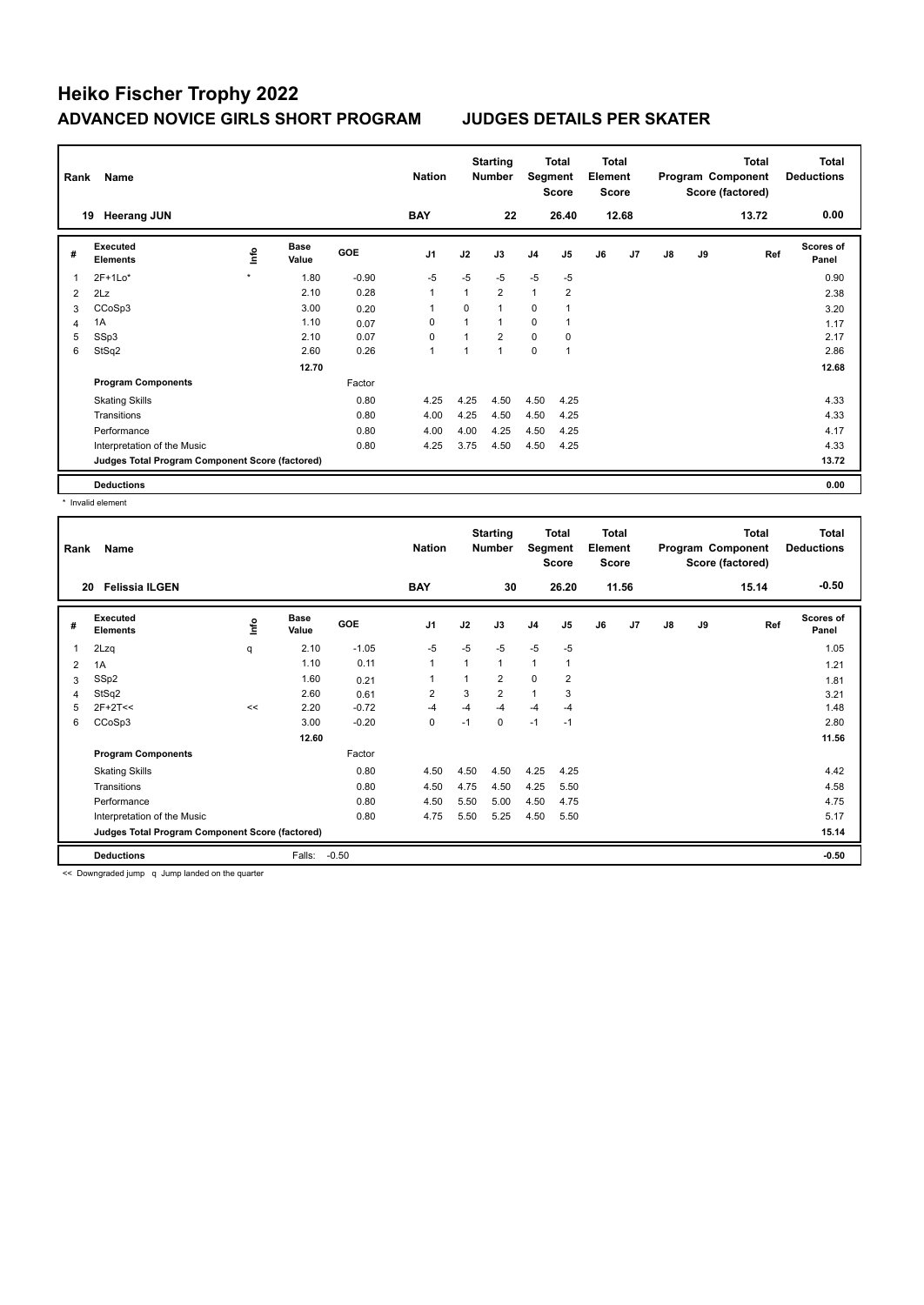# Heiko Fischer Trophy 2022

## ADVANCED NOVICE GIRLS SHORT PROGRAM — JUDGES DETAILS PER SKATER

| Rank | Name | Nation | Starting Number | Total Segment Score | Total Element Score | Total Program Component Score (factored) | Total Deductions |
|---|---|---|---|---|---|---|---|
| 19 | Heerang JUN | BAY | 22 | 26.40 | 12.68 | 13.72 | 0.00 |

| # | Executed Elements | Info | Base Value | GOE | J1 | J2 | J3 | J4 | J5 | J6 | J7 | J8 | J9 | Ref | Scores of Panel |
|---|---|---|---|---|---|---|---|---|---|---|---|---|---|---|---|
| 1 | 2F+1Lo* | * | 1.80 | -0.90 | -5 | -5 | -5 | -5 | -5 | | | | | | 0.90 |
| 2 | 2Lz | | 2.10 | 0.28 | 1 | 1 | 2 | 1 | 2 | | | | | | 2.38 |
| 3 | CCoSp3 | | 3.00 | 0.20 | 1 | 0 | 1 | 0 | 1 | | | | | | 3.20 |
| 4 | 1A | | 1.10 | 0.07 | 0 | 1 | 1 | 0 | 1 | | | | | | 1.17 |
| 5 | SSp3 | | 2.10 | 0.07 | 0 | 1 | 2 | 0 | 0 | | | | | | 2.17 |
| 6 | StSq2 | | 2.60 | 0.26 | 1 | 1 | 1 | 0 | 1 | | | | | | 2.86 |
| | | | 12.70 | | | | | | | | | | | | 12.68 |
| | **Program Components** | | | Factor | | | | | | | | | | | |
| | Skating Skills | | | 0.80 | 4.25 | 4.25 | 4.50 | 4.50 | 4.25 | | | | | | 4.33 |
| | Transitions | | | 0.80 | 4.00 | 4.25 | 4.50 | 4.50 | 4.25 | | | | | | 4.33 |
| | Performance | | | 0.80 | 4.00 | 4.00 | 4.25 | 4.50 | 4.25 | | | | | | 4.17 |
| | Interpretation of the Music | | | 0.80 | 4.25 | 3.75 | 4.50 | 4.50 | 4.25 | | | | | | 4.33 |
| | **Judges Total Program Component Score (factored)** | | | | | | | | | | | | | | 13.72 |
| | **Deductions** | | | | | | | | | | | | | | 0.00 |

\* Invalid element

| Rank | Name | Nation | Starting Number | Total Segment Score | Total Element Score | Total Program Component Score (factored) | Total Deductions |
|---|---|---|---|---|---|---|---|
| 20 | Felissia ILGEN | BAY | 30 | 26.20 | 11.56 | 15.14 | -0.50 |

| # | Executed Elements | Info | Base Value | GOE | J1 | J2 | J3 | J4 | J5 | J6 | J7 | J8 | J9 | Ref | Scores of Panel |
|---|---|---|---|---|---|---|---|---|---|---|---|---|---|---|---|
| 1 | 2Lzq | q | 2.10 | -1.05 | -5 | -5 | -5 | -5 | -5 | | | | | | 1.05 |
| 2 | 1A | | 1.10 | 0.11 | 1 | 1 | 1 | 1 | 1 | | | | | | 1.21 |
| 3 | SSp2 | | 1.60 | 0.21 | 1 | 1 | 2 | 0 | 2 | | | | | | 1.81 |
| 4 | StSq2 | | 2.60 | 0.61 | 2 | 3 | 2 | 1 | 3 | | | | | | 3.21 |
| 5 | 2F+2T<< | << | 2.20 | -0.72 | -4 | -4 | -4 | -4 | -4 | | | | | | 1.48 |
| 6 | CCoSp3 | | 3.00 | -0.20 | 0 | -1 | 0 | -1 | -1 | | | | | | 2.80 |
| | | | 12.60 | | | | | | | | | | | | 11.56 |
| | **Program Components** | | | Factor | | | | | | | | | | | |
| | Skating Skills | | | 0.80 | 4.50 | 4.50 | 4.50 | 4.25 | 4.25 | | | | | | 4.42 |
| | Transitions | | | 0.80 | 4.50 | 4.75 | 4.50 | 4.25 | 5.50 | | | | | | 4.58 |
| | Performance | | | 0.80 | 4.50 | 5.50 | 5.00 | 4.50 | 4.75 | | | | | | 4.75 |
| | Interpretation of the Music | | | 0.80 | 4.75 | 5.50 | 5.25 | 4.50 | 5.50 | | | | | | 5.17 |
| | **Judges Total Program Component Score (factored)** | | | | | | | | | | | | | | 15.14 |
| | **Deductions** | | Falls: | -0.50 | | | | | | | | | | | -0.50 |

<< Downgraded jump q Jump landed on the quarter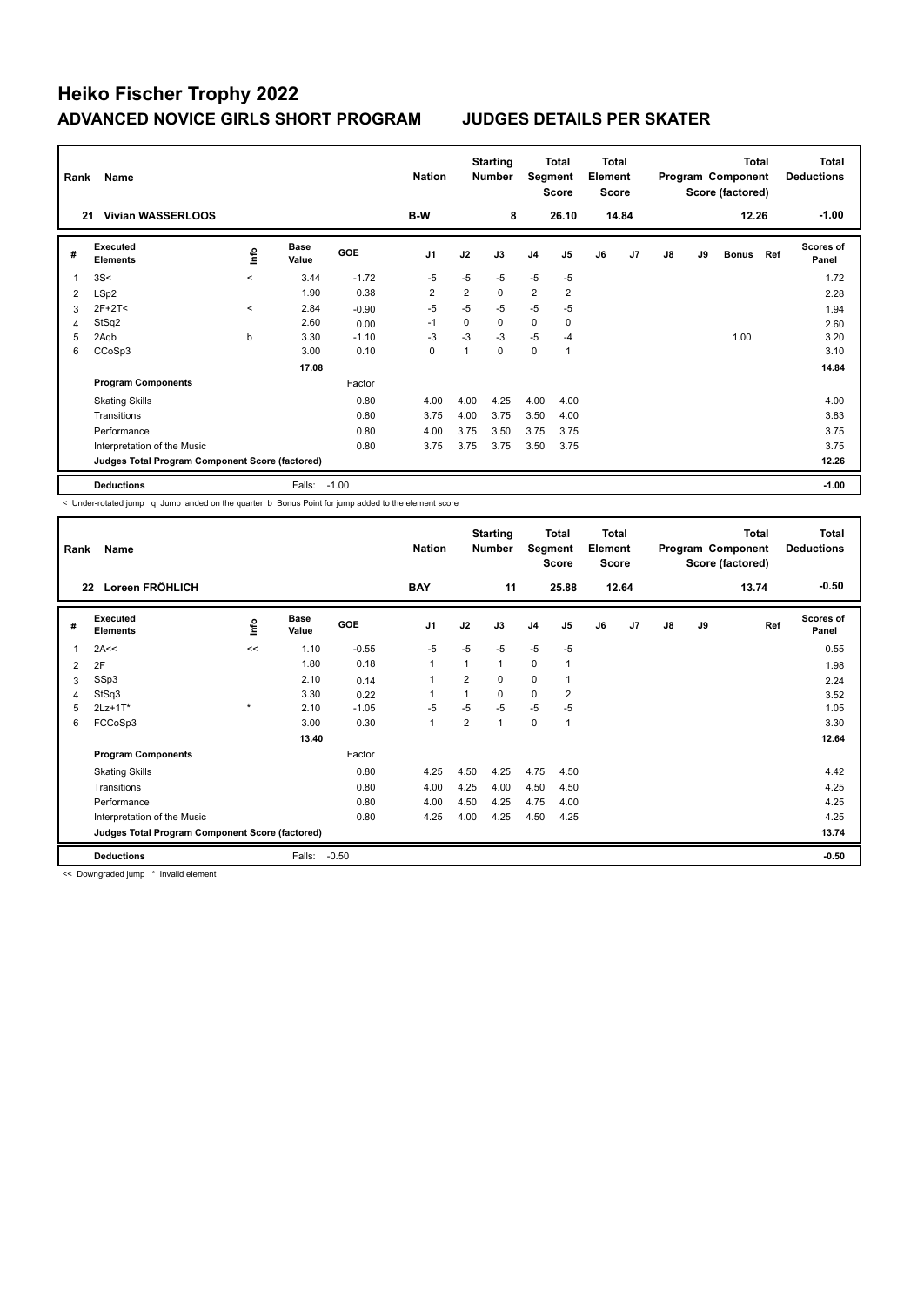# Heiko Fischer Trophy 2022

## ADVANCED NOVICE GIRLS SHORT PROGRAM — JUDGES DETAILS PER SKATER

| Rank | Name | Nation | Starting Number | Total Segment Score | Total Element Score | Total Program Component Score (factored) | Total Deductions |
|---|---|---|---|---|---|---|---|
| 21 | Vivian WASSERLOOS | B-W | 8 | 26.10 | 14.84 | 12.26 | -1.00 |

| # | Executed Elements | Info | Base Value | GOE | J1 | J2 | J3 | J4 | J5 | J6 | J7 | J8 | J9 | Bonus | Ref | Scores of Panel |
|---|---|---|---|---|---|---|---|---|---|---|---|---|---|---|---|---|
| 1 | 3S< | < | 3.44 | -1.72 | -5 | -5 | -5 | -5 | -5 | | | | | | | 1.72 |
| 2 | LSp2 | | 1.90 | 0.38 | 2 | 2 | 0 | 2 | 2 | | | | | | | 2.28 |
| 3 | 2F+2T< | < | 2.84 | -0.90 | -5 | -5 | -5 | -5 | -5 | | | | | | | 1.94 |
| 4 | StSq2 | | 2.60 | 0.00 | -1 | 0 | 0 | 0 | 0 | | | | | | | 2.60 |
| 5 | 2Aqb | b | 3.30 | -1.10 | -3 | -3 | -3 | -5 | -4 | | | | | 1.00 | | 3.20 |
| 6 | CCoSp3 | | 3.00 | 0.10 | 0 | 1 | 0 | 0 | 1 | | | | | | | 3.10 |
| | | | 17.08 | | | | | | | | | | | | | 14.84 |

| Program Components | Factor | J1 | J2 | J3 | J4 | J5 | J6 | J7 | J8 | J9 | Scores of Panel |
|---|---|---|---|---|---|---|---|---|---|---|---|
| Skating Skills | 0.80 | 4.00 | 4.00 | 4.25 | 4.00 | 4.00 | | | | | 4.00 |
| Transitions | 0.80 | 3.75 | 4.00 | 3.75 | 3.50 | 4.00 | | | | | 3.83 |
| Performance | 0.80 | 4.00 | 3.75 | 3.50 | 3.75 | 3.75 | | | | | 3.75 |
| Interpretation of the Music | 0.80 | 3.75 | 3.75 | 3.75 | 3.50 | 3.75 | | | | | 3.75 |
| Judges Total Program Component Score (factored) | | | | | | | | | | | 12.26 |

| Deductions | Falls: | -1.00 | -1.00 |
|---|---|---|---|

< Under-rotated jump q Jump landed on the quarter b Bonus Point for jump added to the element score

| Rank | Name | Nation | Starting Number | Total Segment Score | Total Element Score | Total Program Component Score (factored) | Total Deductions |
|---|---|---|---|---|---|---|---|
| 22 | Loreen FRÖHLICH | BAY | 11 | 25.88 | 12.64 | 13.74 | -0.50 |

| # | Executed Elements | Info | Base Value | GOE | J1 | J2 | J3 | J4 | J5 | J6 | J7 | J8 | J9 | Ref | Scores of Panel |
|---|---|---|---|---|---|---|---|---|---|---|---|---|---|---|---|
| 1 | 2A<< | << | 1.10 | -0.55 | -5 | -5 | -5 | -5 | -5 | | | | | | 0.55 |
| 2 | 2F | | 1.80 | 0.18 | 1 | 1 | 1 | 0 | 1 | | | | | | 1.98 |
| 3 | SSp3 | | 2.10 | 0.14 | 1 | 2 | 0 | 0 | 1 | | | | | | 2.24 |
| 4 | StSq3 | | 3.30 | 0.22 | 1 | 1 | 0 | 0 | 2 | | | | | | 3.52 |
| 5 | 2Lz+1T* | * | 2.10 | -1.05 | -5 | -5 | -5 | -5 | -5 | | | | | | 1.05 |
| 6 | FCCoSp3 | | 3.00 | 0.30 | 1 | 2 | 1 | 0 | 1 | | | | | | 3.30 |
| | | | 13.40 | | | | | | | | | | | | 12.64 |

| Program Components | Factor | J1 | J2 | J3 | J4 | J5 | J6 | J7 | J8 | J9 | Scores of Panel |
|---|---|---|---|---|---|---|---|---|---|---|---|
| Skating Skills | 0.80 | 4.25 | 4.50 | 4.25 | 4.75 | 4.50 | | | | | 4.42 |
| Transitions | 0.80 | 4.00 | 4.25 | 4.00 | 4.50 | 4.50 | | | | | 4.25 |
| Performance | 0.80 | 4.00 | 4.50 | 4.25 | 4.75 | 4.00 | | | | | 4.25 |
| Interpretation of the Music | 0.80 | 4.25 | 4.00 | 4.25 | 4.50 | 4.25 | | | | | 4.25 |
| Judges Total Program Component Score (factored) | | | | | | | | | | | 13.74 |

| Deductions | Falls: | -0.50 | -0.50 |
|---|---|---|---|

<< Downgraded jump * Invalid element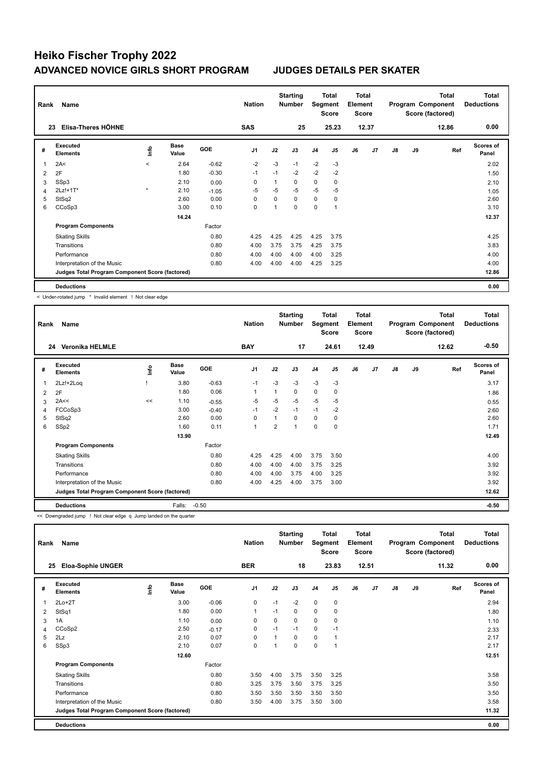# Heiko Fischer Trophy 2022

## ADVANCED NOVICE GIRLS SHORT PROGRAM — JUDGES DETAILS PER SKATER

| Rank | Name | Nation | Starting Number | Total Segment Score | Total Element Score | Total Program Component Score (factored) | Total Deductions |
|---|---|---|---|---|---|---|---|
| 23 | Elisa-Theres HÖHNE | SAS | 25 | 25.23 | 12.37 | 12.86 | 0.00 |

| # | Executed Elements | Info | Base Value | GOE | J1 | J2 | J3 | J4 | J5 | J6 | J7 | J8 | J9 | Ref | Scores of Panel |
|---|---|---|---|---|---|---|---|---|---|---|---|---|---|---|---|
| 1 | 2A< | < | 2.64 | -0.62 | -2 | -3 | -1 | -2 | -3 | | | | | | 2.02 |
| 2 | 2F | | 1.80 | -0.30 | -1 | -1 | -2 | -2 | -2 | | | | | | 1.50 |
| 3 | SSp3 | | 2.10 | 0.00 | 0 | 1 | 0 | 0 | 0 | | | | | | 2.10 |
| 4 | 2Lz!+1T* | * | 2.10 | -1.05 | -5 | -5 | -5 | -5 | -5 | | | | | | 1.05 |
| 5 | StSq2 | | 2.60 | 0.00 | 0 | 0 | 0 | 0 | 0 | | | | | | 2.60 |
| 6 | CCoSp3 | | 3.00 | 0.10 | 0 | 1 | 0 | 0 | 1 | | | | | | 3.10 |
| | | | 14.24 | | | | | | | | | | | | 12.37 |
| | **Program Components** | | | Factor | | | | | | | | | | | |
| | Skating Skills | | | 0.80 | 4.25 | 4.25 | 4.25 | 4.25 | 3.75 | | | | | | 4.25 |
| | Transitions | | | 0.80 | 4.00 | 3.75 | 3.75 | 4.25 | 3.75 | | | | | | 3.83 |
| | Performance | | | 0.80 | 4.00 | 4.00 | 4.00 | 4.00 | 3.25 | | | | | | 4.00 |
| | Interpretation of the Music | | | 0.80 | 4.00 | 4.00 | 4.00 | 4.25 | 3.25 | | | | | | 4.00 |
| | **Judges Total Program Component Score (factored)** | | | | | | | | | | | | | | 12.86 |
| | **Deductions** | | | | | | | | | | | | | | 0.00 |

< Under-rotated jump * Invalid element ! Not clear edge

| Rank | Name | Nation | Starting Number | Total Segment Score | Total Element Score | Total Program Component Score (factored) | Total Deductions |
|---|---|---|---|---|---|---|---|
| 24 | Veronika HELMLE | BAY | 17 | 24.61 | 12.49 | 12.62 | -0.50 |

| # | Executed Elements | Info | Base Value | GOE | J1 | J2 | J3 | J4 | J5 | J6 | J7 | J8 | J9 | Ref | Scores of Panel |
|---|---|---|---|---|---|---|---|---|---|---|---|---|---|---|---|
| 1 | 2Lz!+2Loq | ! | 3.80 | -0.63 | -1 | -3 | -3 | -3 | -3 | | | | | | 3.17 |
| 2 | 2F | | 1.80 | 0.06 | 1 | 1 | 0 | 0 | 0 | | | | | | 1.86 |
| 3 | 2A<< | << | 1.10 | -0.55 | -5 | -5 | -5 | -5 | -5 | | | | | | 0.55 |
| 4 | FCCoSp3 | | 3.00 | -0.40 | -1 | -2 | -1 | -1 | -2 | | | | | | 2.60 |
| 5 | StSq2 | | 2.60 | 0.00 | 0 | 1 | 0 | 0 | 0 | | | | | | 2.60 |
| 6 | SSp2 | | 1.60 | 0.11 | 1 | 2 | 1 | 0 | 0 | | | | | | 1.71 |
| | | | 13.90 | | | | | | | | | | | | 12.49 |
| | **Program Components** | | | Factor | | | | | | | | | | | |
| | Skating Skills | | | 0.80 | 4.25 | 4.25 | 4.00 | 3.75 | 3.50 | | | | | | 4.00 |
| | Transitions | | | 0.80 | 4.00 | 4.00 | 4.00 | 3.75 | 3.25 | | | | | | 3.92 |
| | Performance | | | 0.80 | 4.00 | 4.00 | 3.75 | 4.00 | 3.25 | | | | | | 3.92 |
| | Interpretation of the Music | | | 0.80 | 4.00 | 4.25 | 4.00 | 3.75 | 3.00 | | | | | | 3.92 |
| | **Judges Total Program Component Score (factored)** | | | | | | | | | | | | | | 12.62 |
| | **Deductions** | | Falls: | -0.50 | | | | | | | | | | | -0.50 |

<< Downgraded jump ! Not clear edge q Jump landed on the quarter

| Rank | Name | Nation | Starting Number | Total Segment Score | Total Element Score | Total Program Component Score (factored) | Total Deductions |
|---|---|---|---|---|---|---|---|
| 25 | Eloa-Sophie UNGER | BER | 18 | 23.83 | 12.51 | 11.32 | 0.00 |

| # | Executed Elements | Info | Base Value | GOE | J1 | J2 | J3 | J4 | J5 | J6 | J7 | J8 | J9 | Ref | Scores of Panel |
|---|---|---|---|---|---|---|---|---|---|---|---|---|---|---|---|
| 1 | 2Lo+2T | | 3.00 | -0.06 | 0 | -1 | -2 | 0 | 0 | | | | | | 2.94 |
| 2 | StSq1 | | 1.80 | 0.00 | 1 | -1 | 0 | 0 | 0 | | | | | | 1.80 |
| 3 | 1A | | 1.10 | 0.00 | 0 | 0 | 0 | 0 | 0 | | | | | | 1.10 |
| 4 | CCoSp2 | | 2.50 | -0.17 | 0 | -1 | -1 | 0 | -1 | | | | | | 2.33 |
| 5 | 2Lz | | 2.10 | 0.07 | 0 | 1 | 0 | 0 | 1 | | | | | | 2.17 |
| 6 | SSp3 | | 2.10 | 0.07 | 0 | 1 | 0 | 0 | 1 | | | | | | 2.17 |
| | | | 12.60 | | | | | | | | | | | | 12.51 |
| | **Program Components** | | | Factor | | | | | | | | | | | |
| | Skating Skills | | | 0.80 | 3.50 | 4.00 | 3.75 | 3.50 | 3.25 | | | | | | 3.58 |
| | Transitions | | | 0.80 | 3.25 | 3.75 | 3.50 | 3.75 | 3.25 | | | | | | 3.50 |
| | Performance | | | 0.80 | 3.50 | 3.50 | 3.50 | 3.50 | 3.50 | | | | | | 3.50 |
| | Interpretation of the Music | | | 0.80 | 3.50 | 4.00 | 3.75 | 3.50 | 3.00 | | | | | | 3.58 |
| | **Judges Total Program Component Score (factored)** | | | | | | | | | | | | | | 11.32 |
| | **Deductions** | | | | | | | | | | | | | | 0.00 |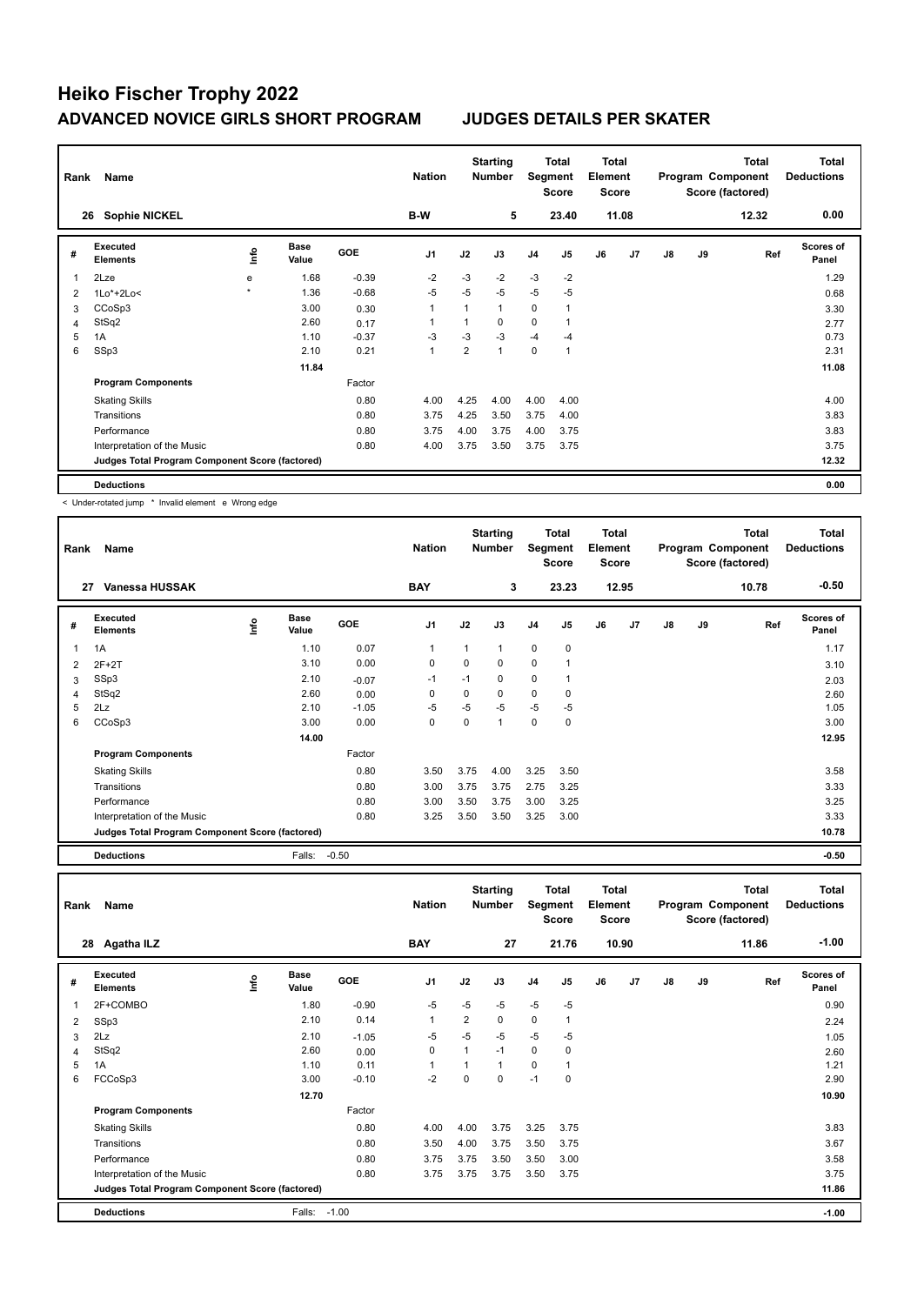# Heiko Fischer Trophy 2022

## ADVANCED NOVICE GIRLS SHORT PROGRAM — JUDGES DETAILS PER SKATER

| Rank | Name | Nation | Starting Number | Total Segment Score | Total Element Score | Total Program Component Score (factored) | Total Deductions |
|---|---|---|---|---|---|---|---|
| 26 | Sophie NICKEL | B-W | 5 | 23.40 | 11.08 | 12.32 | 0.00 |

| # | Executed Elements | Info | Base Value | GOE | J1 | J2 | J3 | J4 | J5 | J6 | J7 | J8 | J9 | Ref | Scores of Panel |
|---|---|---|---|---|---|---|---|---|---|---|---|---|---|---|---|
| 1 | 2Lze | e | 1.68 | -0.39 | -2 | -3 | -2 | -3 | -2 | | | | | | 1.29 |
| 2 | 1Lo*+2Lo< | * | 1.36 | -0.68 | -5 | -5 | -5 | -5 | -5 | | | | | | 0.68 |
| 3 | CCoSp3 | | 3.00 | 0.30 | 1 | 1 | 1 | 0 | 1 | | | | | | 3.30 |
| 4 | StSq2 | | 2.60 | 0.17 | 1 | 1 | 0 | 0 | 1 | | | | | | 2.77 |
| 5 | 1A | | 1.10 | -0.37 | -3 | -3 | -3 | -4 | -4 | | | | | | 0.73 |
| 6 | SSp3 | | 2.10 | 0.21 | 1 | 2 | 1 | 0 | 1 | | | | | | 2.31 |
| | | | 11.84 | | | | | | | | | | | | 11.08 |
| | **Program Components** | | | Factor | | | | | | | | | | | |
| | Skating Skills | | | 0.80 | 4.00 | 4.25 | 4.00 | 4.00 | 4.00 | | | | | | 4.00 |
| | Transitions | | | 0.80 | 3.75 | 4.25 | 3.50 | 3.75 | 4.00 | | | | | | 3.83 |
| | Performance | | | 0.80 | 3.75 | 4.00 | 3.75 | 4.00 | 3.75 | | | | | | 3.83 |
| | Interpretation of the Music | | | 0.80 | 4.00 | 3.75 | 3.50 | 3.75 | 3.75 | | | | | | 3.75 |
| | **Judges Total Program Component Score (factored)** | | | | | | | | | | | | | | 12.32 |
| | **Deductions** | | | | | | | | | | | | | | 0.00 |

< Under-rotated jump * Invalid element e Wrong edge

| Rank | Name | Nation | Starting Number | Total Segment Score | Total Element Score | Total Program Component Score (factored) | Total Deductions |
|---|---|---|---|---|---|---|---|
| 27 | Vanessa HUSSAK | BAY | 3 | 23.23 | 12.95 | 10.78 | -0.50 |

| # | Executed Elements | Info | Base Value | GOE | J1 | J2 | J3 | J4 | J5 | J6 | J7 | J8 | J9 | Ref | Scores of Panel |
|---|---|---|---|---|---|---|---|---|---|---|---|---|---|---|---|
| 1 | 1A | | 1.10 | 0.07 | 1 | 1 | 1 | 0 | 0 | | | | | | 1.17 |
| 2 | 2F+2T | | 3.10 | 0.00 | 0 | 0 | 0 | 0 | 1 | | | | | | 3.10 |
| 3 | SSp3 | | 2.10 | -0.07 | -1 | -1 | 0 | 0 | 1 | | | | | | 2.03 |
| 4 | StSq2 | | 2.60 | 0.00 | 0 | 0 | 0 | 0 | 0 | | | | | | 2.60 |
| 5 | 2Lz | | 2.10 | -1.05 | -5 | -5 | -5 | -5 | -5 | | | | | | 1.05 |
| 6 | CCoSp3 | | 3.00 | 0.00 | 0 | 0 | 1 | 0 | 0 | | | | | | 3.00 |
| | | | 14.00 | | | | | | | | | | | | 12.95 |
| | **Program Components** | | | Factor | | | | | | | | | | | |
| | Skating Skills | | | 0.80 | 3.50 | 3.75 | 4.00 | 3.25 | 3.50 | | | | | | 3.58 |
| | Transitions | | | 0.80 | 3.00 | 3.75 | 3.75 | 2.75 | 3.25 | | | | | | 3.33 |
| | Performance | | | 0.80 | 3.00 | 3.50 | 3.75 | 3.00 | 3.25 | | | | | | 3.25 |
| | Interpretation of the Music | | | 0.80 | 3.25 | 3.50 | 3.50 | 3.25 | 3.00 | | | | | | 3.33 |
| | **Judges Total Program Component Score (factored)** | | | | | | | | | | | | | | 10.78 |
| | **Deductions** | | Falls: | -0.50 | | | | | | | | | | | -0.50 |

| Rank | Name | Nation | Starting Number | Total Segment Score | Total Element Score | Total Program Component Score (factored) | Total Deductions |
|---|---|---|---|---|---|---|---|
| 28 | Agatha ILZ | BAY | 27 | 21.76 | 10.90 | 11.86 | -1.00 |

| # | Executed Elements | Info | Base Value | GOE | J1 | J2 | J3 | J4 | J5 | J6 | J7 | J8 | J9 | Ref | Scores of Panel |
|---|---|---|---|---|---|---|---|---|---|---|---|---|---|---|---|
| 1 | 2F+COMBO | | 1.80 | -0.90 | -5 | -5 | -5 | -5 | -5 | | | | | | 0.90 |
| 2 | SSp3 | | 2.10 | 0.14 | 1 | 2 | 0 | 0 | 1 | | | | | | 2.24 |
| 3 | 2Lz | | 2.10 | -1.05 | -5 | -5 | -5 | -5 | -5 | | | | | | 1.05 |
| 4 | StSq2 | | 2.60 | 0.00 | 0 | 1 | -1 | 0 | 0 | | | | | | 2.60 |
| 5 | 1A | | 1.10 | 0.11 | 1 | 1 | 1 | 0 | 1 | | | | | | 1.21 |
| 6 | FCCoSp3 | | 3.00 | -0.10 | -2 | 0 | 0 | -1 | 0 | | | | | | 2.90 |
| | | | 12.70 | | | | | | | | | | | | 10.90 |
| | **Program Components** | | | Factor | | | | | | | | | | | |
| | Skating Skills | | | 0.80 | 4.00 | 4.00 | 3.75 | 3.25 | 3.75 | | | | | | 3.83 |
| | Transitions | | | 0.80 | 3.50 | 4.00 | 3.75 | 3.50 | 3.75 | | | | | | 3.67 |
| | Performance | | | 0.80 | 3.75 | 3.75 | 3.50 | 3.50 | 3.00 | | | | | | 3.58 |
| | Interpretation of the Music | | | 0.80 | 3.75 | 3.75 | 3.75 | 3.50 | 3.75 | | | | | | 3.75 |
| | **Judges Total Program Component Score (factored)** | | | | | | | | | | | | | | 11.86 |
| | **Deductions** | | Falls: | -1.00 | | | | | | | | | | | -1.00 |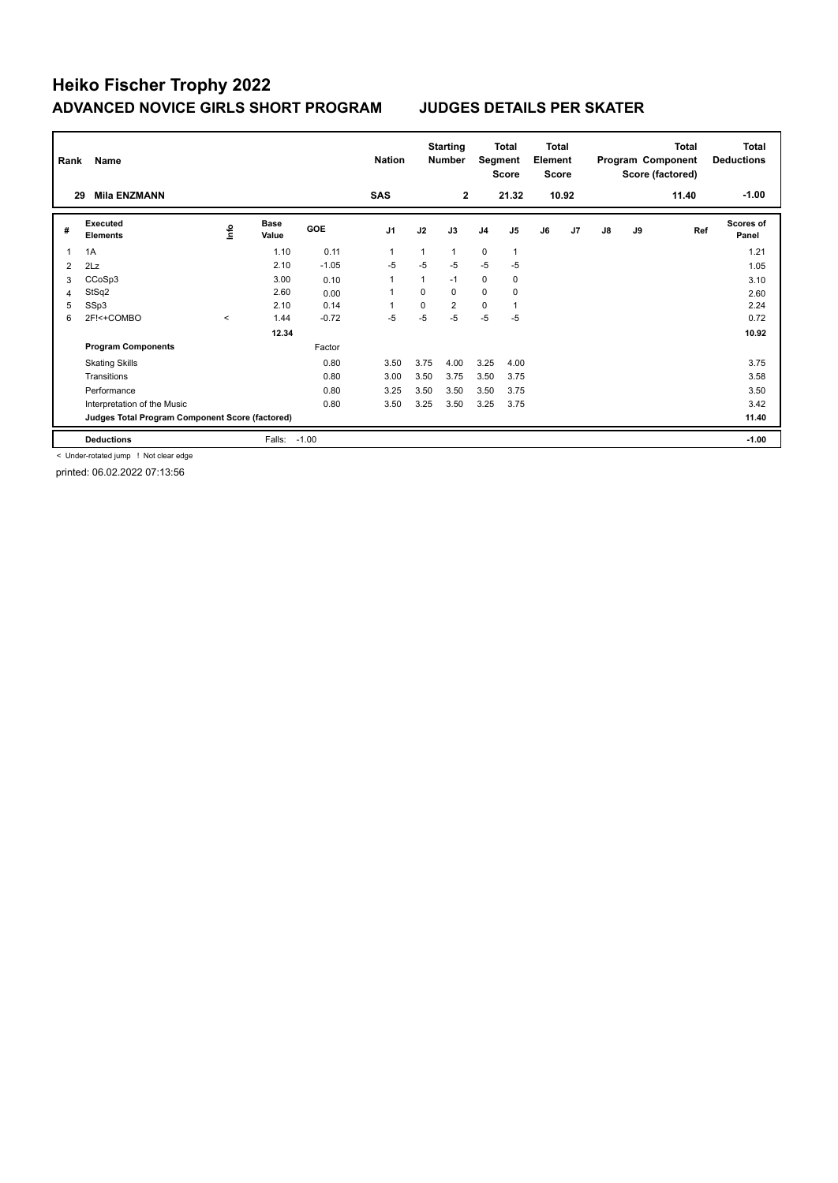# Heiko Fischer Trophy 2022

## ADVANCED NOVICE GIRLS SHORT PROGRAM JUDGES DETAILS PER SKATER

| Rank | Name | Nation | Starting Number | Total Segment Score | Total Element Score | Total Program Component Score (factored) | Total Deductions |
|---|---|---|---|---|---|---|---|
| 29 | Mila ENZMANN | SAS | 2 | 21.32 | 10.92 | 11.40 | -1.00 |

| # | Executed Elements | Info | Base Value | GOE | J1 | J2 | J3 | J4 | J5 | J6 | J7 | J8 | J9 | Ref | Scores of Panel |
|---|---|---|---|---|---|---|---|---|---|---|---|---|---|---|---|
| 1 | 1A | | 1.10 | 0.11 | 1 | 1 | 1 | 0 | 1 | | | | | | 1.21 |
| 2 | 2Lz | | 2.10 | -1.05 | -5 | -5 | -5 | -5 | -5 | | | | | | 1.05 |
| 3 | CCoSp3 | | 3.00 | 0.10 | 1 | 1 | -1 | 0 | 0 | | | | | | 3.10 |
| 4 | StSq2 | | 2.60 | 0.00 | 1 | 0 | 0 | 0 | 0 | | | | | | 2.60 |
| 5 | SSp3 | | 2.10 | 0.14 | 1 | 0 | 2 | 0 | 1 | | | | | | 2.24 |
| 6 | 2F!<+COMBO | < | 1.44 | -0.72 | -5 | -5 | -5 | -5 | -5 | | | | | | 0.72 |
| | | | 12.34 | | | | | | | | | | | | 10.92 |
| | **Program Components** | | | Factor | | | | | | | | | | | |
| | Skating Skills | | | 0.80 | 3.50 | 3.75 | 4.00 | 3.25 | 4.00 | | | | | | 3.75 |
| | Transitions | | | 0.80 | 3.00 | 3.50 | 3.75 | 3.50 | 3.75 | | | | | | 3.58 |
| | Performance | | | 0.80 | 3.25 | 3.50 | 3.50 | 3.50 | 3.75 | | | | | | 3.50 |
| | Interpretation of the Music | | | 0.80 | 3.50 | 3.25 | 3.50 | 3.25 | 3.75 | | | | | | 3.42 |
| | **Judges Total Program Component Score (factored)** | | | | | | | | | | | | | | 11.40 |
| | **Deductions** | | Falls: | -1.00 | | | | | | | | | | | -1.00 |

< Under-rotated jump ! Not clear edge

printed: 06.02.2022 07:13:56